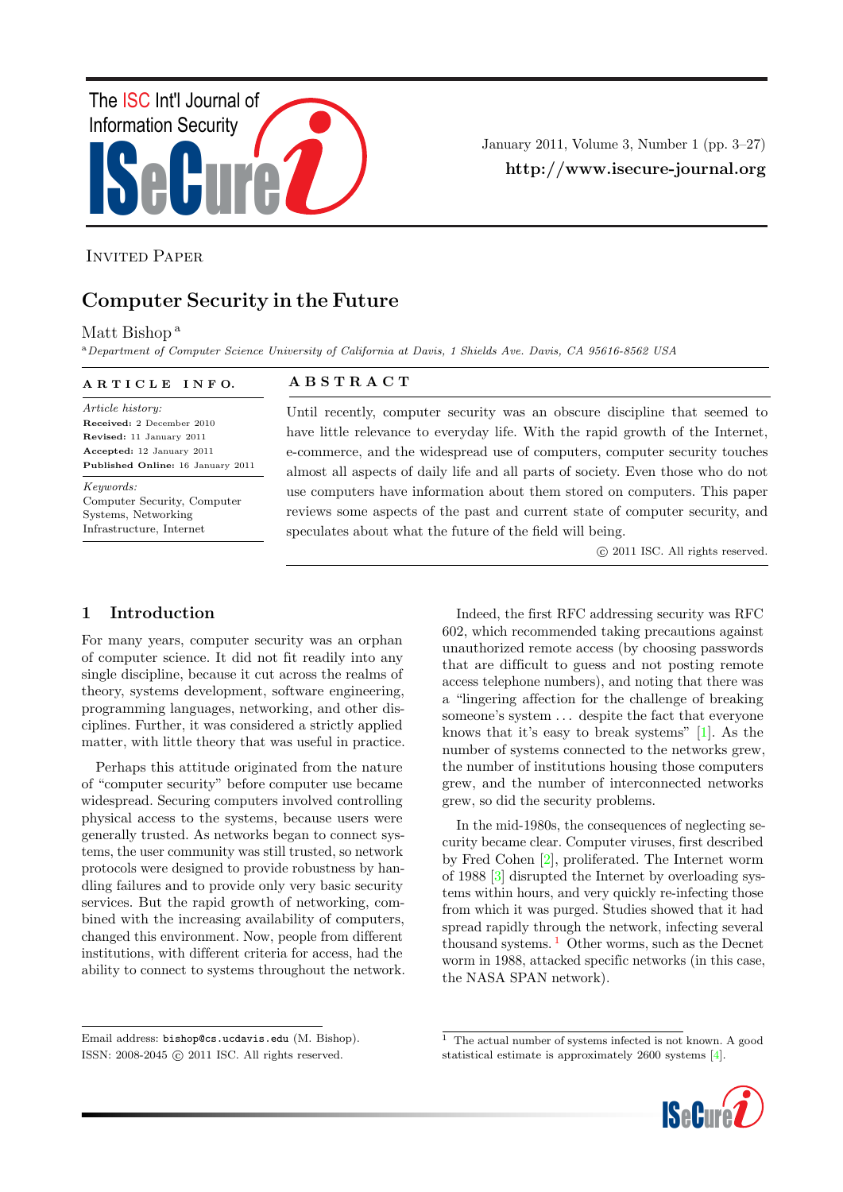INVITED PAPER

# Computer Security in the Future

Matt Bishop [a]

[a] *Department of Computer Science University of California at Davis, 1 Shields Ave. Davis, CA 95616-8562 USA*

**ARTICLE INFO.**

*Article history:*
**Received:** 2 December 2010
**Revised:** 11 January 2011
**Accepted:** 12 January 2011
**Published Online:** 16 January 2011

*Keywords:*
Computer Security, Computer Systems, Networking Infrastructure, Internet

**ABSTRACT**

Until recently, computer security was an obscure discipline that seemed to have little relevance to everyday life. With the rapid growth of the Internet, e-commerce, and the widespread use of computers, computer security touches almost all aspects of daily life and all parts of society. Even those who do not use computers have information about them stored on computers. This paper reviews some aspects of the past and current state of computer security, and speculates about what the future of the field will being.

© 2011 ISC. All rights reserved.

## 1 Introduction

For many years, computer security was an orphan of computer science. It did not fit readily into any single discipline, because it cut across the realms of theory, systems development, software engineering, programming languages, networking, and other disciplines. Further, it was considered a strictly applied matter, with little theory that was useful in practice.

Perhaps this attitude originated from the nature of "computer security" before computer use became widespread. Securing computers involved controlling physical access to the systems, because users were generally trusted. As networks began to connect systems, the user community was still trusted, so network protocols were designed to provide robustness by handling failures and to provide only very basic security services. But the rapid growth of networking, combined with the increasing availability of computers, changed this environment. Now, people from different institutions, with different criteria for access, had the ability to connect to systems throughout the network.

Indeed, the first RFC addressing security was RFC 602, which recommended taking precautions against unauthorized remote access (by choosing passwords that are difficult to guess and not posting remote access telephone numbers), and noting that there was a "lingering affection for the challenge of breaking someone's system ... despite the fact that everyone knows that it's easy to break systems" [1]. As the number of systems connected to the networks grew, the number of institutions housing those computers grew, and the number of interconnected networks grew, so did the security problems.

In the mid-1980s, the consequences of neglecting security became clear. Computer viruses, first described by Fred Cohen [2], proliferated. The Internet worm of 1988 [3] disrupted the Internet by overloading systems within hours, and very quickly re-infecting those from which it was purged. Studies showed that it had spread rapidly through the network, infecting several thousand systems. [1] Other worms, such as the Decnet worm in 1988, attacked specific networks (in this case, the NASA SPAN network).

[1] The actual number of systems infected is not known. A good statistical estimate is approximately 2600 systems [4].

Email address: bishop@cs.ucdavis.edu (M. Bishop).
ISSN: 2008-2045 © 2011 ISC. All rights reserved.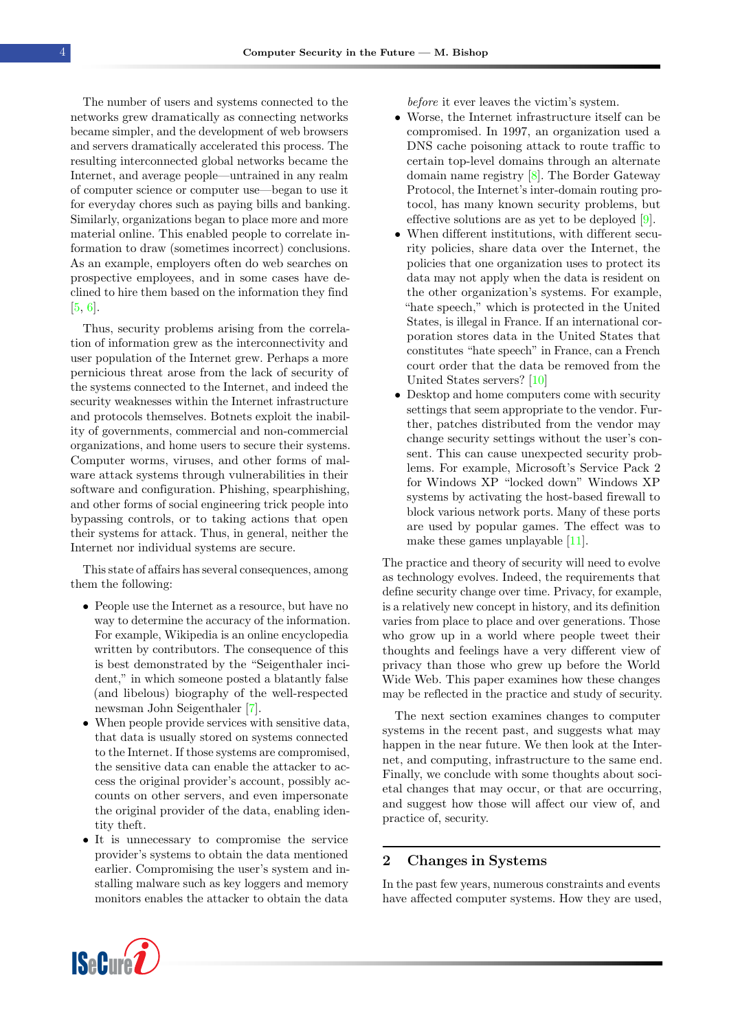The number of users and systems connected to the networks grew dramatically as connecting networks became simpler, and the development of web browsers and servers dramatically accelerated this process. The resulting interconnected global networks became the Internet, and average people—untrained in any realm of computer science or computer use—began to use it for everyday chores such as paying bills and banking. Similarly, organizations began to place more and more material online. This enabled people to correlate information to draw (sometimes incorrect) conclusions. As an example, employers often do web searches on prospective employees, and in some cases have declined to hire them based on the information they find [5, 6].

Thus, security problems arising from the correlation of information grew as the interconnectivity and user population of the Internet grew. Perhaps a more pernicious threat arose from the lack of security of the systems connected to the Internet, and indeed the security weaknesses within the Internet infrastructure and protocols themselves. Botnets exploit the inability of governments, commercial and non-commercial organizations, and home users to secure their systems. Computer worms, viruses, and other forms of malware attack systems through vulnerabilities in their software and configuration. Phishing, spearphishing, and other forms of social engineering trick people into bypassing controls, or to taking actions that open their systems for attack. Thus, in general, neither the Internet nor individual systems are secure.

This state of affairs has several consequences, among them the following:

- People use the Internet as a resource, but have no way to determine the accuracy of the information. For example, Wikipedia is an online encyclopedia written by contributors. The consequence of this is best demonstrated by the "Seigenthaler incident," in which someone posted a blatantly false (and libelous) biography of the well-respected newsman John Seigenthaler [7].
- When people provide services with sensitive data, that data is usually stored on systems connected to the Internet. If those systems are compromised, the sensitive data can enable the attacker to access the original provider's account, possibly accounts on other servers, and even impersonate the original provider of the data, enabling identity theft.
- It is unnecessary to compromise the service provider's systems to obtain the data mentioned earlier. Compromising the user's system and installing malware such as key loggers and memory monitors enables the attacker to obtain the data *before* it ever leaves the victim's system.
- Worse, the Internet infrastructure itself can be compromised. In 1997, an organization used a DNS cache poisoning attack to route traffic to certain top-level domains through an alternate domain name registry [8]. The Border Gateway Protocol, the Internet's inter-domain routing protocol, has many known security problems, but effective solutions are as yet to be deployed [9].
- When different institutions, with different security policies, share data over the Internet, the policies that one organization uses to protect its data may not apply when the data is resident on the other organization's systems. For example, "hate speech," which is protected in the United States, is illegal in France. If an international corporation stores data in the United States that constitutes "hate speech" in France, can a French court order that the data be removed from the United States servers? [10]
- Desktop and home computers come with security settings that seem appropriate to the vendor. Further, patches distributed from the vendor may change security settings without the user's consent. This can cause unexpected security problems. For example, Microsoft's Service Pack 2 for Windows XP "locked down" Windows XP systems by activating the host-based firewall to block various network ports. Many of these ports are used by popular games. The effect was to make these games unplayable [11].

The practice and theory of security will need to evolve as technology evolves. Indeed, the requirements that define security change over time. Privacy, for example, is a relatively new concept in history, and its definition varies from place to place and over generations. Those who grow up in a world where people tweet their thoughts and feelings have a very different view of privacy than those who grew up before the World Wide Web. This paper examines how these changes may be reflected in the practice and study of security.

The next section examines changes to computer systems in the recent past, and suggests what may happen in the near future. We then look at the Internet, and computing, infrastructure to the same end. Finally, we conclude with some thoughts about societal changes that may occur, or that are occurring, and suggest how those will affect our view of, and practice of, security.

## 2 Changes in Systems

In the past few years, numerous constraints and events have affected computer systems. How they are used,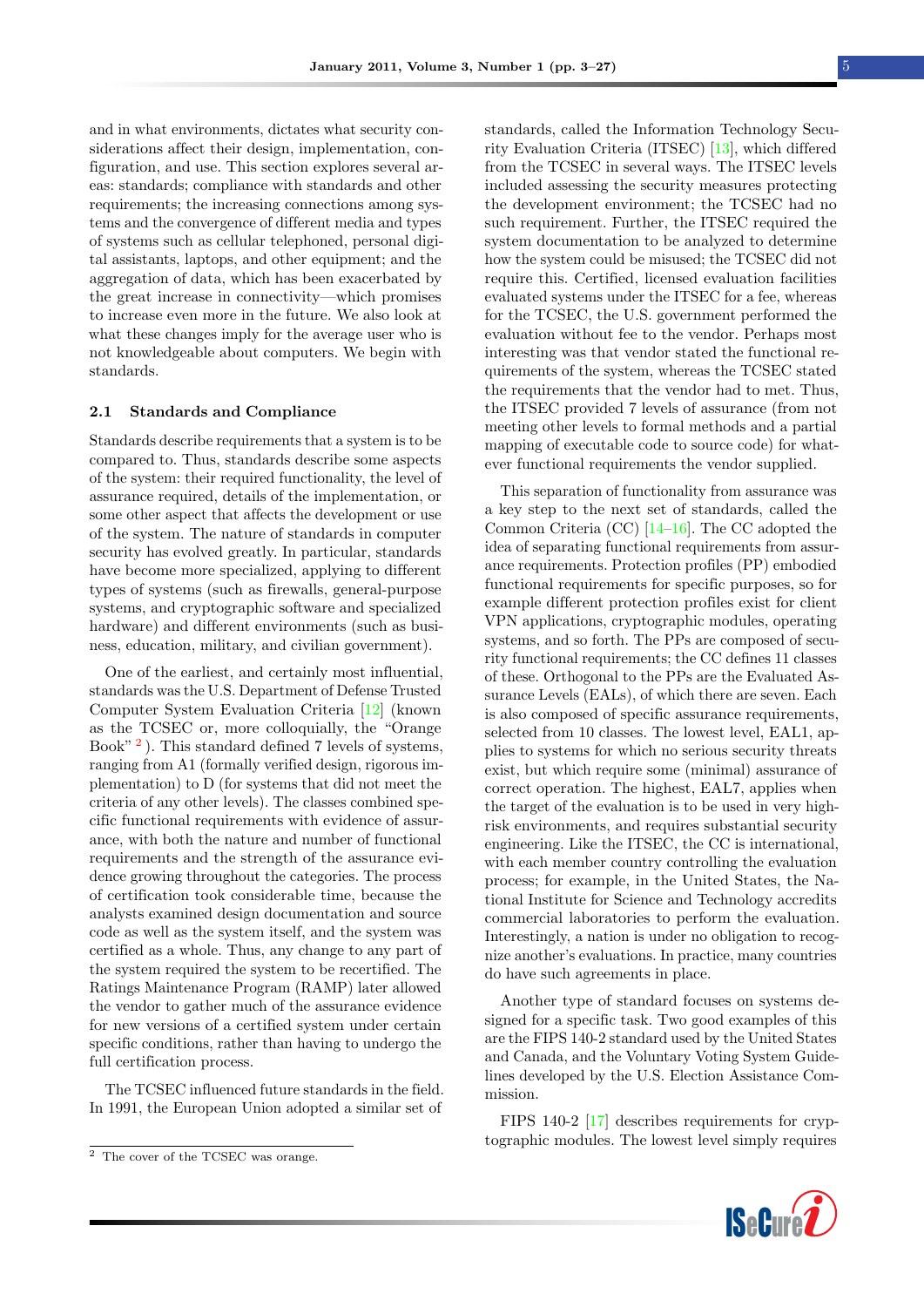and in what environments, dictates what security considerations affect their design, implementation, configuration, and use. This section explores several areas: standards; compliance with standards and other requirements; the increasing connections among systems and the convergence of different media and types of systems such as cellular telephoned, personal digital assistants, laptops, and other equipment; and the aggregation of data, which has been exacerbated by the great increase in connectivity—which promises to increase even more in the future. We also look at what these changes imply for the average user who is not knowledgeable about computers. We begin with standards.

### 2.1 Standards and Compliance

Standards describe requirements that a system is to be compared to. Thus, standards describe some aspects of the system: their required functionality, the level of assurance required, details of the implementation, or some other aspect that affects the development or use of the system. The nature of standards in computer security has evolved greatly. In particular, standards have become more specialized, applying to different types of systems (such as firewalls, general-purpose systems, and cryptographic software and specialized hardware) and different environments (such as business, education, military, and civilian government).

One of the earliest, and certainly most influential, standards was the U.S. Department of Defense Trusted Computer System Evaluation Criteria [12] (known as the TCSEC or, more colloquially, the "Orange Book" [2]). This standard defined 7 levels of systems, ranging from A1 (formally verified design, rigorous implementation) to D (for systems that did not meet the criteria of any other levels). The classes combined specific functional requirements with evidence of assurance, with both the nature and number of functional requirements and the strength of the assurance evidence growing throughout the categories. The process of certification took considerable time, because the analysts examined design documentation and source code as well as the system itself, and the system was certified as a whole. Thus, any change to any part of the system required the system to be recertified. The Ratings Maintenance Program (RAMP) later allowed the vendor to gather much of the assurance evidence for new versions of a certified system under certain specific conditions, rather than having to undergo the full certification process.

The TCSEC influenced future standards in the field. In 1991, the European Union adopted a similar set of standards, called the Information Technology Security Evaluation Criteria (ITSEC) [13], which differed from the TCSEC in several ways. The ITSEC levels included assessing the security measures protecting the development environment; the TCSEC had no such requirement. Further, the ITSEC required the system documentation to be analyzed to determine how the system could be misused; the TCSEC did not require this. Certified, licensed evaluation facilities evaluated systems under the ITSEC for a fee, whereas for the TCSEC, the U.S. government performed the evaluation without fee to the vendor. Perhaps most interesting was that vendor stated the functional requirements of the system, whereas the TCSEC stated the requirements that the vendor had to meet. Thus, the ITSEC provided 7 levels of assurance (from not meeting other levels to formal methods and a partial mapping of executable code to source code) for whatever functional requirements the vendor supplied.

This separation of functionality from assurance was a key step to the next set of standards, called the Common Criteria (CC) [14–16]. The CC adopted the idea of separating functional requirements from assurance requirements. Protection profiles (PP) embodied functional requirements for specific purposes, so for example different protection profiles exist for client VPN applications, cryptographic modules, operating systems, and so forth. The PPs are composed of security functional requirements; the CC defines 11 classes of these. Orthogonal to the PPs are the Evaluated Assurance Levels (EALs), of which there are seven. Each is also composed of specific assurance requirements, selected from 10 classes. The lowest level, EAL1, applies to systems for which no serious security threats exist, but which require some (minimal) assurance of correct operation. The highest, EAL7, applies when the target of the evaluation is to be used in very high-risk environments, and requires substantial security engineering. Like the ITSEC, the CC is international, with each member country controlling the evaluation process; for example, in the United States, the National Institute for Science and Technology accredits commercial laboratories to perform the evaluation. Interestingly, a nation is under no obligation to recognize another's evaluations. In practice, many countries do have such agreements in place.

Another type of standard focuses on systems designed for a specific task. Two good examples of this are the FIPS 140-2 standard used by the United States and Canada, and the Voluntary Voting System Guidelines developed by the U.S. Election Assistance Commission.

FIPS 140-2 [17] describes requirements for cryptographic modules. The lowest level simply requires

[2] The cover of the TCSEC was orange.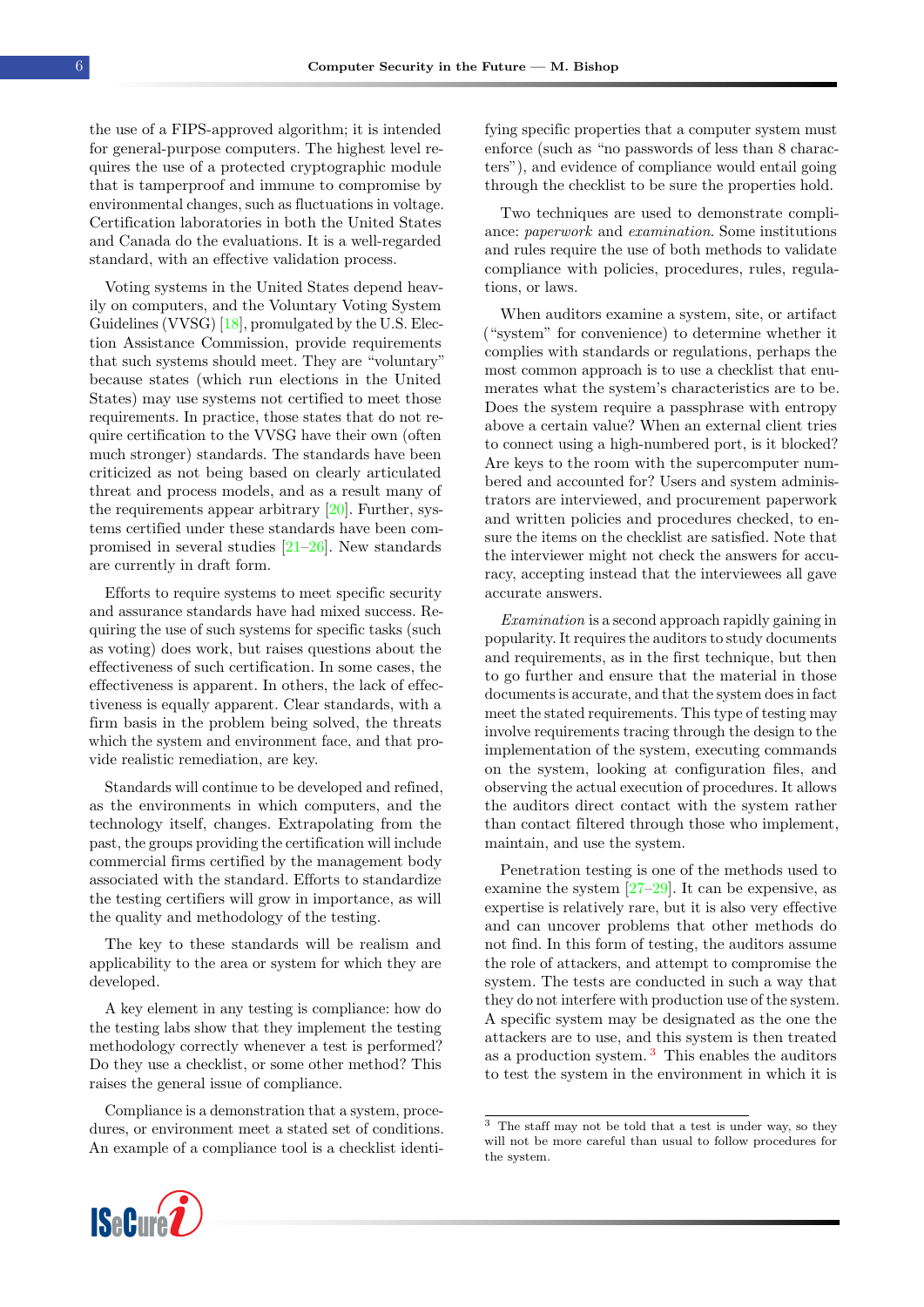the use of a FIPS-approved algorithm; it is intended for general-purpose computers. The highest level requires the use of a protected cryptographic module that is tamperproof and immune to compromise by environmental changes, such as fluctuations in voltage. Certification laboratories in both the United States and Canada do the evaluations. It is a well-regarded standard, with an effective validation process.

Voting systems in the United States depend heavily on computers, and the Voluntary Voting System Guidelines (VVSG) [18], promulgated by the U.S. Election Assistance Commission, provide requirements that such systems should meet. They are "voluntary" because states (which run elections in the United States) may use systems not certified to meet those requirements. In practice, those states that do not require certification to the VVSG have their own (often much stronger) standards. The standards have been criticized as not being based on clearly articulated threat and process models, and as a result many of the requirements appear arbitrary [20]. Further, systems certified under these standards have been compromised in several studies [21–26]. New standards are currently in draft form.

Efforts to require systems to meet specific security and assurance standards have had mixed success. Requiring the use of such systems for specific tasks (such as voting) does work, but raises questions about the effectiveness of such certification. In some cases, the effectiveness is apparent. In others, the lack of effectiveness is equally apparent. Clear standards, with a firm basis in the problem being solved, the threats which the system and environment face, and that provide realistic remediation, are key.

Standards will continue to be developed and refined, as the environments in which computers, and the technology itself, changes. Extrapolating from the past, the groups providing the certification will include commercial firms certified by the management body associated with the standard. Efforts to standardize the testing certifiers will grow in importance, as will the quality and methodology of the testing.

The key to these standards will be realism and applicability to the area or system for which they are developed.

A key element in any testing is compliance: how do the testing labs show that they implement the testing methodology correctly whenever a test is performed? Do they use a checklist, or some other method? This raises the general issue of compliance.

Compliance is a demonstration that a system, procedures, or environment meet a stated set of conditions. An example of a compliance tool is a checklist identifying specific properties that a computer system must enforce (such as "no passwords of less than 8 characters"), and evidence of compliance would entail going through the checklist to be sure the properties hold.

Two techniques are used to demonstrate compliance: *paperwork* and *examination*. Some institutions and rules require the use of both methods to validate compliance with policies, procedures, rules, regulations, or laws.

When auditors examine a system, site, or artifact ("system" for convenience) to determine whether it complies with standards or regulations, perhaps the most common approach is to use a checklist that enumerates what the system's characteristics are to be. Does the system require a passphrase with entropy above a certain value? When an external client tries to connect using a high-numbered port, is it blocked? Are keys to the room with the supercomputer numbered and accounted for? Users and system administrators are interviewed, and procurement paperwork and written policies and procedures checked, to ensure the items on the checklist are satisfied. Note that the interviewer might not check the answers for accuracy, accepting instead that the interviewees all gave accurate answers.

*Examination* is a second approach rapidly gaining in popularity. It requires the auditors to study documents and requirements, as in the first technique, but then to go further and ensure that the material in those documents is accurate, and that the system does in fact meet the stated requirements. This type of testing may involve requirements tracing through the design to the implementation of the system, executing commands on the system, looking at configuration files, and observing the actual execution of procedures. It allows the auditors direct contact with the system rather than contact filtered through those who implement, maintain, and use the system.

Penetration testing is one of the methods used to examine the system [27–29]. It can be expensive, as expertise is relatively rare, but it is also very effective and can uncover problems that other methods do not find. In this form of testing, the auditors assume the role of attackers, and attempt to compromise the system. The tests are conducted in such a way that they do not interfere with production use of the system. A specific system may be designated as the one the attackers are to use, and this system is then treated as a production system.[3] This enables the auditors to test the system in the environment in which it is

[3] The staff may not be told that a test is under way, so they will not be more careful than usual to follow procedures for the system.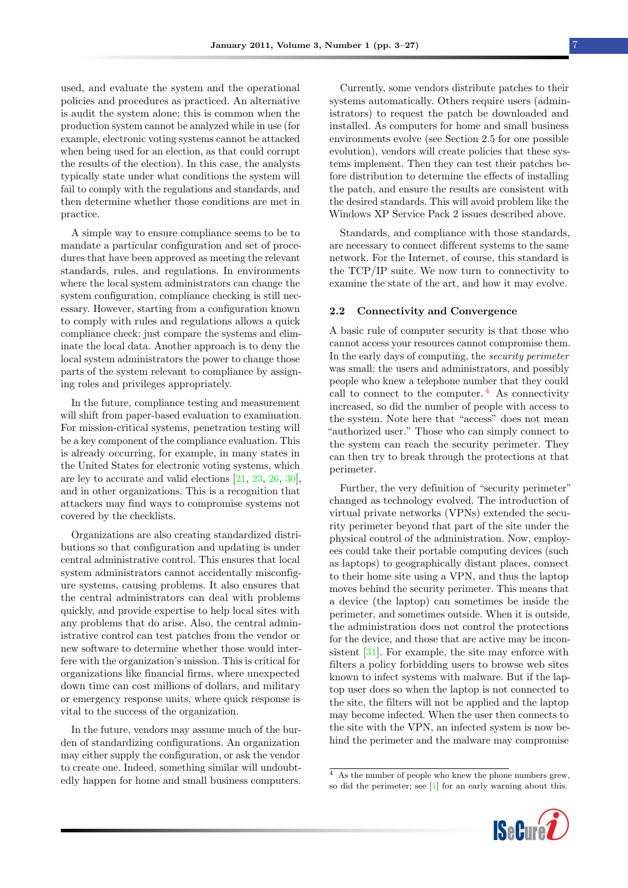used, and evaluate the system and the operational policies and procedures as practiced. An alternative is audit the system alone; this is common when the production system cannot be analyzed while in use (for example, electronic voting systems cannot be attacked when being used for an election, as that could corrupt the results of the election). In this case, the analysts typically state under what conditions the system will fail to comply with the regulations and standards, and then determine whether those conditions are met in practice.

A simple way to ensure compliance seems to be to mandate a particular configuration and set of procedures that have been approved as meeting the relevant standards, rules, and regulations. In environments where the local system administrators can change the system configuration, compliance checking is still necessary. However, starting from a configuration known to comply with rules and regulations allows a quick compliance check: just compare the systems and eliminate the local data. Another approach is to deny the local system administrators the power to change those parts of the system relevant to compliance by assigning roles and privileges appropriately.

In the future, compliance testing and measurement will shift from paper-based evaluation to examination. For mission-critical systems, penetration testing will be a key component of the compliance evaluation. This is already occurring, for example, in many states in the United States for electronic voting systems, which are ley to accurate and valid elections [21, 23, 26, 30], and in other organizations. This is a recognition that attackers may find ways to compromise systems not covered by the checklists.

Organizations are also creating standardized distributions so that configuration and updating is under central administrative control. This ensures that local system administrators cannot accidentally misconfigure systems, causing problems. It also ensures that the central administrators can deal with problems quickly, and provide expertise to help local sites with any problems that do arise. Also, the central administrative control can test patches from the vendor or new software to determine whether those would interfere with the organization's mission. This is critical for organizations like financial firms, where unexpected down time can cost millions of dollars, and military or emergency response units, where quick response is vital to the success of the organization.

In the future, vendors may assume much of the burden of standardizing configurations. An organization may either supply the configuration, or ask the vendor to create one. Indeed, something similar will undoubtedly happen for home and small business computers.

Currently, some vendors distribute patches to their systems automatically. Others require users (administrators) to request the patch be downloaded and installed. As computers for home and small business environments evolve (see Section 2.5 for one possible evolution), vendors will create policies that these systems implement. Then they can test their patches before distribution to determine the effects of installing the patch, and ensure the results are consistent with the desired standards. This will avoid problem like the Windows XP Service Pack 2 issues described above.

Standards, and compliance with those standards, are necessary to connect different systems to the same network. For the Internet, of course, this standard is the TCP/IP suite. We now turn to connectivity to examine the state of the art, and how it may evolve.

## 2.2 Connectivity and Convergence

A basic rule of computer security is that those who cannot access your resources cannot compromise them. In the early days of computing, the *security perimeter* was small: the users and administrators, and possibly people who knew a telephone number that they could call to connect to the computer.[4] As connectivity increased, so did the number of people with access to the system. Note here that "access" does not mean "authorized user." Those who can simply connect to the system can reach the security perimeter. They can then try to break through the protections at that perimeter.

Further, the very definition of "security perimeter" changed as technology evolved. The introduction of virtual private networks (VPNs) extended the security perimeter beyond that part of the site under the physical control of the administration. Now, employees could take their portable computing devices (such as laptops) to geographically distant places, connect to their home site using a VPN, and thus the laptop moves behind the security perimeter. This means that a device (the laptop) can sometimes be inside the perimeter, and sometimes outside. When it is outside, the administration does not control the protections for the device, and those that are active may be inconsistent [31]. For example, the site may enforce with filters a policy forbidding users to browse web sites known to infect systems with malware. But if the laptop user does so when the laptop is not connected to the site, the filters will not be applied and the laptop may become infected. When the user then connects to the site with the VPN, an infected system is now behind the perimeter and the malware may compromise

[4] As the number of people who knew the phone numbers grew, so did the perimeter; see [1] for an early warning about this.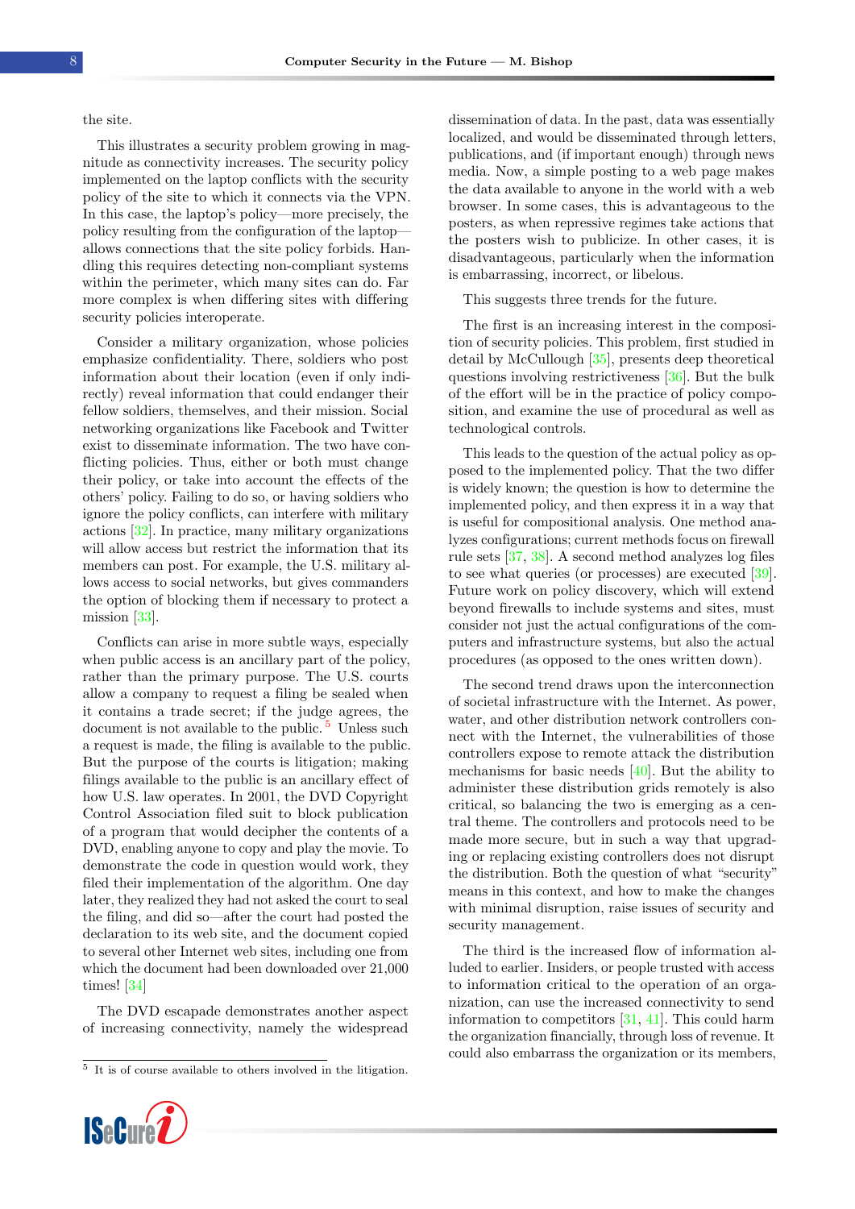the site.

This illustrates a security problem growing in magnitude as connectivity increases. The security policy implemented on the laptop conflicts with the security policy of the site to which it connects via the VPN. In this case, the laptop's policy—more precisely, the policy resulting from the configuration of the laptop—allows connections that the site policy forbids. Handling this requires detecting non-compliant systems within the perimeter, which many sites can do. Far more complex is when differing sites with differing security policies interoperate.

Consider a military organization, whose policies emphasize confidentiality. There, soldiers who post information about their location (even if only indirectly) reveal information that could endanger their fellow soldiers, themselves, and their mission. Social networking organizations like Facebook and Twitter exist to disseminate information. The two have conflicting policies. Thus, either or both must change their policy, or take into account the effects of the others' policy. Failing to do so, or having soldiers who ignore the policy conflicts, can interfere with military actions [32]. In practice, many military organizations will allow access but restrict the information that its members can post. For example, the U.S. military allows access to social networks, but gives commanders the option of blocking them if necessary to protect a mission [33].

Conflicts can arise in more subtle ways, especially when public access is an ancillary part of the policy, rather than the primary purpose. The U.S. courts allow a company to request a filing be sealed when it contains a trade secret; if the judge agrees, the document is not available to the public.[5] Unless such a request is made, the filing is available to the public. But the purpose of the courts is litigation; making filings available to the public is an ancillary effect of how U.S. law operates. In 2001, the DVD Copyright Control Association filed suit to block publication of a program that would decipher the contents of a DVD, enabling anyone to copy and play the movie. To demonstrate the code in question would work, they filed their implementation of the algorithm. One day later, they realized they had not asked the court to seal the filing, and did so—after the court had posted the declaration to its web site, and the document copied to several other Internet web sites, including one from which the document had been downloaded over 21,000 times! [34]

The DVD escapade demonstrates another aspect of increasing connectivity, namely the widespread dissemination of data. In the past, data was essentially localized, and would be disseminated through letters, publications, and (if important enough) through news media. Now, a simple posting to a web page makes the data available to anyone in the world with a web browser. In some cases, this is advantageous to the posters, as when repressive regimes take actions that the posters wish to publicize. In other cases, it is disadvantageous, particularly when the information is embarrassing, incorrect, or libelous.

This suggests three trends for the future.

The first is an increasing interest in the composition of security policies. This problem, first studied in detail by McCullough [35], presents deep theoretical questions involving restrictiveness [36]. But the bulk of the effort will be in the practice of policy composition, and examine the use of procedural as well as technological controls.

This leads to the question of the actual policy as opposed to the implemented policy. That the two differ is widely known; the question is how to determine the implemented policy, and then express it in a way that is useful for compositional analysis. One method analyzes configurations; current methods focus on firewall rule sets [37, 38]. A second method analyzes log files to see what queries (or processes) are executed [39]. Future work on policy discovery, which will extend beyond firewalls to include systems and sites, must consider not just the actual configurations of the computers and infrastructure systems, but also the actual procedures (as opposed to the ones written down).

The second trend draws upon the interconnection of societal infrastructure with the Internet. As power, water, and other distribution network controllers connect with the Internet, the vulnerabilities of those controllers expose to remote attack the distribution mechanisms for basic needs [40]. But the ability to administer these distribution grids remotely is also critical, so balancing the two is emerging as a central theme. The controllers and protocols need to be made more secure, but in such a way that upgrading or replacing existing controllers does not disrupt the distribution. Both the question of what "security" means in this context, and how to make the changes with minimal disruption, raise issues of security and security management.

The third is the increased flow of information alluded to earlier. Insiders, or people trusted with access to information critical to the operation of an organization, can use the increased connectivity to send information to competitors [31, 41]. This could harm the organization financially, through loss of revenue. It could also embarrass the organization or its members,

[5] It is of course available to others involved in the litigation.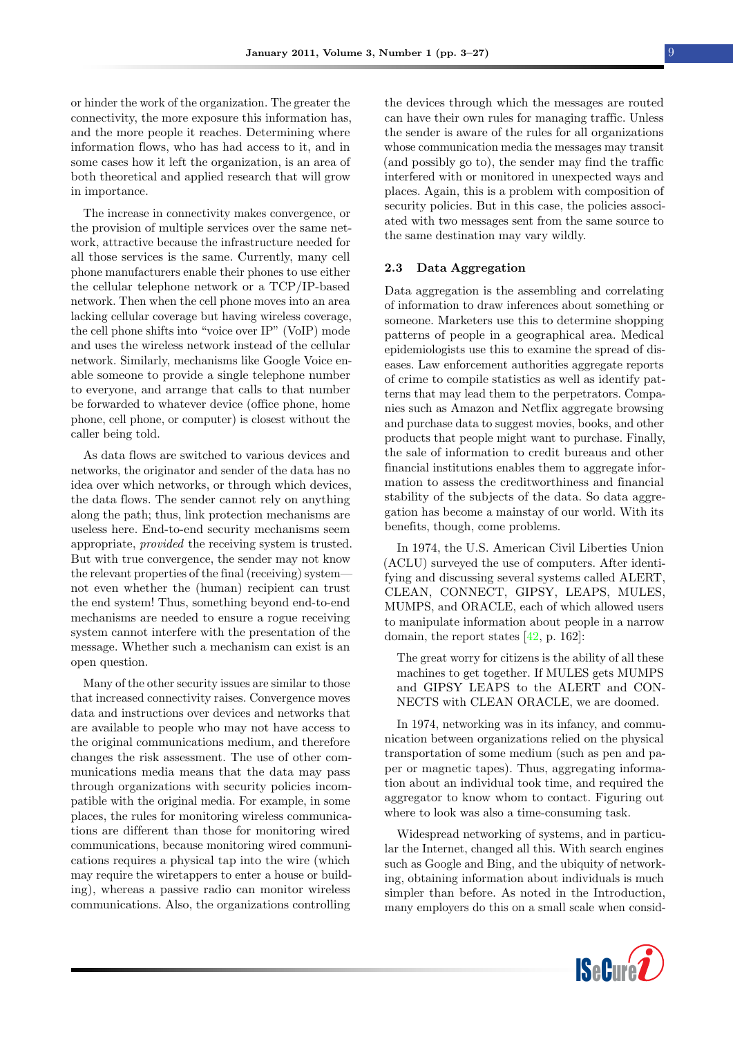or hinder the work of the organization. The greater the connectivity, the more exposure this information has, and the more people it reaches. Determining where information flows, who has had access to it, and in some cases how it left the organization, is an area of both theoretical and applied research that will grow in importance.

The increase in connectivity makes convergence, or the provision of multiple services over the same network, attractive because the infrastructure needed for all those services is the same. Currently, many cell phone manufacturers enable their phones to use either the cellular telephone network or a TCP/IP-based network. Then when the cell phone moves into an area lacking cellular coverage but having wireless coverage, the cell phone shifts into "voice over IP" (VoIP) mode and uses the wireless network instead of the cellular network. Similarly, mechanisms like Google Voice enable someone to provide a single telephone number to everyone, and arrange that calls to that number be forwarded to whatever device (office phone, home phone, cell phone, or computer) is closest without the caller being told.

As data flows are switched to various devices and networks, the originator and sender of the data has no idea over which networks, or through which devices, the data flows. The sender cannot rely on anything along the path; thus, link protection mechanisms are useless here. End-to-end security mechanisms seem appropriate, *provided* the receiving system is trusted. But with true convergence, the sender may not know the relevant properties of the final (receiving) system—not even whether the (human) recipient can trust the end system! Thus, something beyond end-to-end mechanisms are needed to ensure a rogue receiving system cannot interfere with the presentation of the message. Whether such a mechanism can exist is an open question.

Many of the other security issues are similar to those that increased connectivity raises. Convergence moves data and instructions over devices and networks that are available to people who may not have access to the original communications medium, and therefore changes the risk assessment. The use of other communications media means that the data may pass through organizations with security policies incompatible with the original media. For example, in some places, the rules for monitoring wireless communications are different than those for monitoring wired communications, because monitoring wired communications requires a physical tap into the wire (which may require the wiretappers to enter a house or building), whereas a passive radio can monitor wireless communications. Also, the organizations controlling the devices through which the messages are routed can have their own rules for managing traffic. Unless the sender is aware of the rules for all organizations whose communication media the messages may transit (and possibly go to), the sender may find the traffic interfered with or monitored in unexpected ways and places. Again, this is a problem with composition of security policies. But in this case, the policies associated with two messages sent from the same source to the same destination may vary wildly.

### 2.3 Data Aggregation

Data aggregation is the assembling and correlating of information to draw inferences about something or someone. Marketers use this to determine shopping patterns of people in a geographical area. Medical epidemiologists use this to examine the spread of diseases. Law enforcement authorities aggregate reports of crime to compile statistics as well as identify patterns that may lead them to the perpetrators. Companies such as Amazon and Netflix aggregate browsing and purchase data to suggest movies, books, and other products that people might want to purchase. Finally, the sale of information to credit bureaus and other financial institutions enables them to aggregate information to assess the creditworthiness and financial stability of the subjects of the data. So data aggregation has become a mainstay of our world. With its benefits, though, come problems.

In 1974, the U.S. American Civil Liberties Union (ACLU) surveyed the use of computers. After identifying and discussing several systems called ALERT, CLEAN, CONNECT, GIPSY, LEAPS, MULES, MUMPS, and ORACLE, each of which allowed users to manipulate information about people in a narrow domain, the report states [42, p. 162]:

> The great worry for citizens is the ability of all these machines to get together. If MULES gets MUMPS and GIPSY LEAPS to the ALERT and CONNECTS with CLEAN ORACLE, we are doomed.

In 1974, networking was in its infancy, and communication between organizations relied on the physical transportation of some medium (such as pen and paper or magnetic tapes). Thus, aggregating information about an individual took time, and required the aggregator to know whom to contact. Figuring out where to look was also a time-consuming task.

Widespread networking of systems, and in particular the Internet, changed all this. With search engines such as Google and Bing, and the ubiquity of networking, obtaining information about individuals is much simpler than before. As noted in the Introduction, many employers do this on a small scale when consid-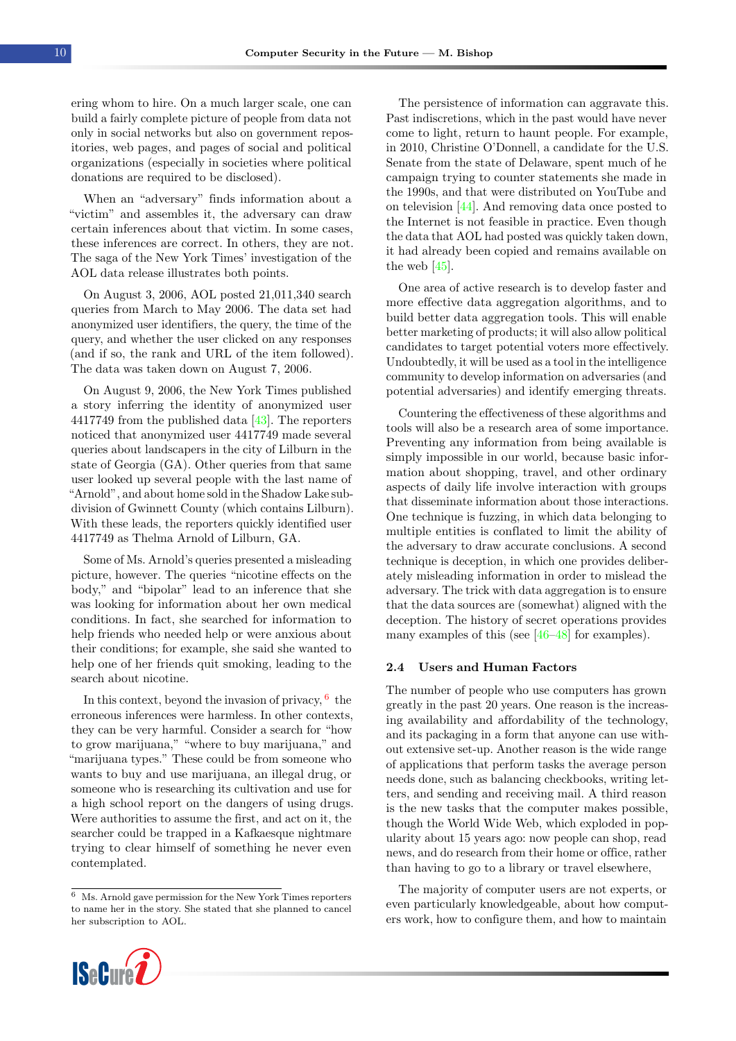ering whom to hire. On a much larger scale, one can build a fairly complete picture of people from data not only in social networks but also on government repositories, web pages, and pages of social and political organizations (especially in societies where political donations are required to be disclosed).

When an "adversary" finds information about a "victim" and assembles it, the adversary can draw certain inferences about that victim. In some cases, these inferences are correct. In others, they are not. The saga of the New York Times' investigation of the AOL data release illustrates both points.

On August 3, 2006, AOL posted 21,011,340 search queries from March to May 2006. The data set had anonymized user identifiers, the query, the time of the query, and whether the user clicked on any responses (and if so, the rank and URL of the item followed). The data was taken down on August 7, 2006.

On August 9, 2006, the New York Times published a story inferring the identity of anonymized user 4417749 from the published data [43]. The reporters noticed that anonymized user 4417749 made several queries about landscapers in the city of Lilburn in the state of Georgia (GA). Other queries from that same user looked up several people with the last name of "Arnold", and about home sold in the Shadow Lake subdivision of Gwinnett County (which contains Lilburn). With these leads, the reporters quickly identified user 4417749 as Thelma Arnold of Lilburn, GA.

Some of Ms. Arnold's queries presented a misleading picture, however. The queries "nicotine effects on the body," and "bipolar" lead to an inference that she was looking for information about her own medical conditions. In fact, she searched for information to help friends who needed help or were anxious about their conditions; for example, she said she wanted to help one of her friends quit smoking, leading to the search about nicotine.

In this context, beyond the invasion of privacy, [6] the erroneous inferences were harmless. In other contexts, they can be very harmful. Consider a search for "how to grow marijuana," "where to buy marijuana," and "marijuana types." These could be from someone who wants to buy and use marijuana, an illegal drug, or someone who is researching its cultivation and use for a high school report on the dangers of using drugs. Were authorities to assume the first, and act on it, the searcher could be trapped in a Kafkaesque nightmare trying to clear himself of something he never even contemplated.

The persistence of information can aggravate this. Past indiscretions, which in the past would have never come to light, return to haunt people. For example, in 2010, Christine O'Donnell, a candidate for the U.S. Senate from the state of Delaware, spent much of he campaign trying to counter statements she made in the 1990s, and that were distributed on YouTube and on television [44]. And removing data once posted to the Internet is not feasible in practice. Even though the data that AOL had posted was quickly taken down, it had already been copied and remains available on the web [45].

One area of active research is to develop faster and more effective data aggregation algorithms, and to build better data aggregation tools. This will enable better marketing of products; it will also allow political candidates to target potential voters more effectively. Undoubtedly, it will be used as a tool in the intelligence community to develop information on adversaries (and potential adversaries) and identify emerging threats.

Countering the effectiveness of these algorithms and tools will also be a research area of some importance. Preventing any information from being available is simply impossible in our world, because basic information about shopping, travel, and other ordinary aspects of daily life involve interaction with groups that disseminate information about those interactions. One technique is fuzzing, in which data belonging to multiple entities is conflated to limit the ability of the adversary to draw accurate conclusions. A second technique is deception, in which one provides deliberately misleading information in order to mislead the adversary. The trick with data aggregation is to ensure that the data sources are (somewhat) aligned with the deception. The history of secret operations provides many examples of this (see [46–48] for examples).

### 2.4 Users and Human Factors

The number of people who use computers has grown greatly in the past 20 years. One reason is the increasing availability and affordability of the technology, and its packaging in a form that anyone can use without extensive set-up. Another reason is the wide range of applications that perform tasks the average person needs done, such as balancing checkbooks, writing letters, and sending and receiving mail. A third reason is the new tasks that the computer makes possible, though the World Wide Web, which exploded in popularity about 15 years ago: now people can shop, read news, and do research from their home or office, rather than having to go to a library or travel elsewhere,

The majority of computer users are not experts, or even particularly knowledgeable, about how computers work, how to configure them, and how to maintain

[6] Ms. Arnold gave permission for the New York Times reporters to name her in the story. She stated that she planned to cancel her subscription to AOL.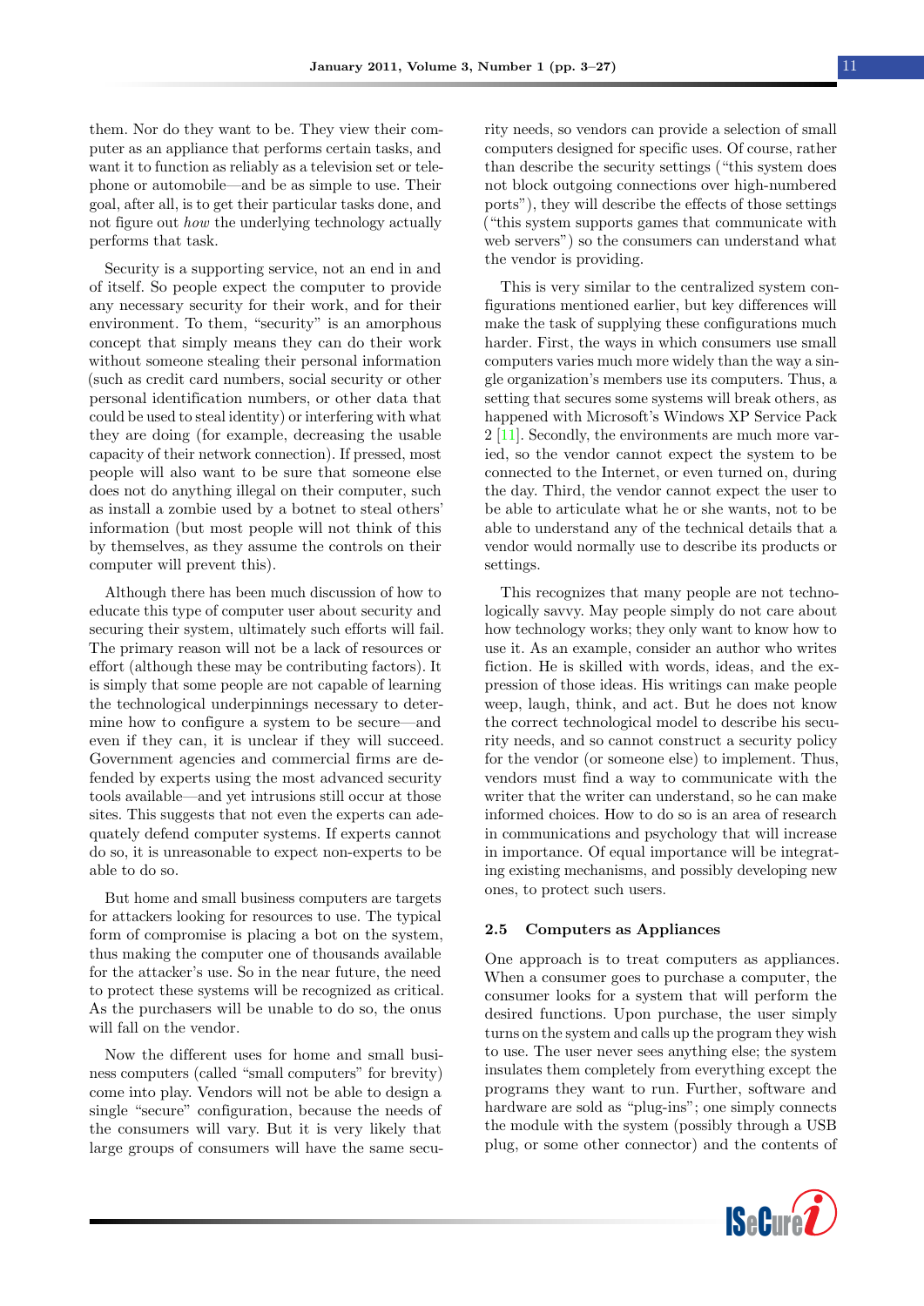them. Nor do they want to be. They view their computer as an appliance that performs certain tasks, and want it to function as reliably as a television set or telephone or automobile—and be as simple to use. Their goal, after all, is to get their particular tasks done, and not figure out *how* the underlying technology actually performs that task.

Security is a supporting service, not an end in and of itself. So people expect the computer to provide any necessary security for their work, and for their environment. To them, "security" is an amorphous concept that simply means they can do their work without someone stealing their personal information (such as credit card numbers, social security or other personal identification numbers, or other data that could be used to steal identity) or interfering with what they are doing (for example, decreasing the usable capacity of their network connection). If pressed, most people will also want to be sure that someone else does not do anything illegal on their computer, such as install a zombie used by a botnet to steal others' information (but most people will not think of this by themselves, as they assume the controls on their computer will prevent this).

Although there has been much discussion of how to educate this type of computer user about security and securing their system, ultimately such efforts will fail. The primary reason will not be a lack of resources or effort (although these may be contributing factors). It is simply that some people are not capable of learning the technological underpinnings necessary to determine how to configure a system to be secure—and even if they can, it is unclear if they will succeed. Government agencies and commercial firms are defended by experts using the most advanced security tools available—and yet intrusions still occur at those sites. This suggests that not even the experts can adequately defend computer systems. If experts cannot do so, it is unreasonable to expect non-experts to be able to do so.

But home and small business computers are targets for attackers looking for resources to use. The typical form of compromise is placing a bot on the system, thus making the computer one of thousands available for the attacker's use. So in the near future, the need to protect these systems will be recognized as critical. As the purchasers will be unable to do so, the onus will fall on the vendor.

Now the different uses for home and small business computers (called "small computers" for brevity) come into play. Vendors will not be able to design a single "secure" configuration, because the needs of the consumers will vary. But it is very likely that large groups of consumers will have the same security needs, so vendors can provide a selection of small computers designed for specific uses. Of course, rather than describe the security settings ("this system does not block outgoing connections over high-numbered ports"), they will describe the effects of those settings ("this system supports games that communicate with web servers") so the consumers can understand what the vendor is providing.

This is very similar to the centralized system configurations mentioned earlier, but key differences will make the task of supplying these configurations much harder. First, the ways in which consumers use small computers varies much more widely than the way a single organization's members use its computers. Thus, a setting that secures some systems will break others, as happened with Microsoft's Windows XP Service Pack 2 [11]. Secondly, the environments are much more varied, so the vendor cannot expect the system to be connected to the Internet, or even turned on, during the day. Third, the vendor cannot expect the user to be able to articulate what he or she wants, not to be able to understand any of the technical details that a vendor would normally use to describe its products or settings.

This recognizes that many people are not technologically savvy. May people simply do not care about how technology works; they only want to know how to use it. As an example, consider an author who writes fiction. He is skilled with words, ideas, and the expression of those ideas. His writings can make people weep, laugh, think, and act. But he does not know the correct technological model to describe his security needs, and so cannot construct a security policy for the vendor (or someone else) to implement. Thus, vendors must find a way to communicate with the writer that the writer can understand, so he can make informed choices. How to do so is an area of research in communications and psychology that will increase in importance. Of equal importance will be integrating existing mechanisms, and possibly developing new ones, to protect such users.

### 2.5 Computers as Appliances

One approach is to treat computers as appliances. When a consumer goes to purchase a computer, the consumer looks for a system that will perform the desired functions. Upon purchase, the user simply turns on the system and calls up the program they wish to use. The user never sees anything else; the system insulates them completely from everything except the programs they want to run. Further, software and hardware are sold as "plug-ins"; one simply connects the module with the system (possibly through a USB plug, or some other connector) and the contents of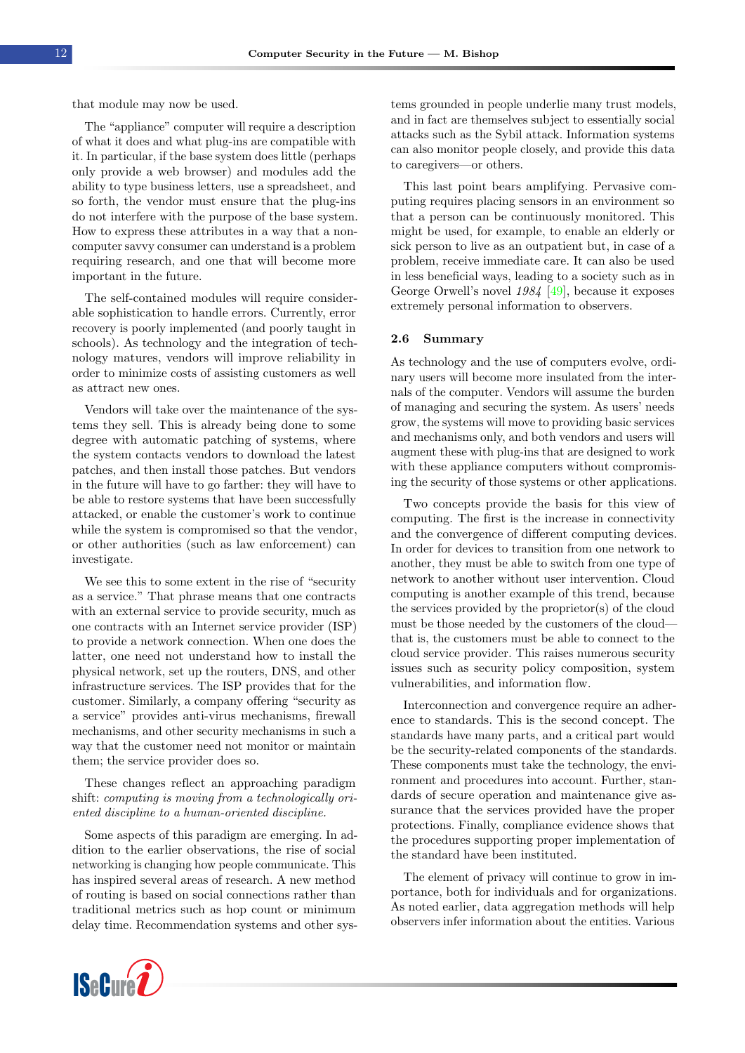that module may now be used.

The "appliance" computer will require a description of what it does and what plug-ins are compatible with it. In particular, if the base system does little (perhaps only provide a web browser) and modules add the ability to type business letters, use a spreadsheet, and so forth, the vendor must ensure that the plug-ins do not interfere with the purpose of the base system. How to express these attributes in a way that a non-computer savvy consumer can understand is a problem requiring research, and one that will become more important in the future.

The self-contained modules will require considerable sophistication to handle errors. Currently, error recovery is poorly implemented (and poorly taught in schools). As technology and the integration of technology matures, vendors will improve reliability in order to minimize costs of assisting customers as well as attract new ones.

Vendors will take over the maintenance of the systems they sell. This is already being done to some degree with automatic patching of systems, where the system contacts vendors to download the latest patches, and then install those patches. But vendors in the future will have to go farther: they will have to be able to restore systems that have been successfully attacked, or enable the customer's work to continue while the system is compromised so that the vendor, or other authorities (such as law enforcement) can investigate.

We see this to some extent in the rise of "security as a service." That phrase means that one contracts with an external service to provide security, much as one contracts with an Internet service provider (ISP) to provide a network connection. When one does the latter, one need not understand how to install the physical network, set up the routers, DNS, and other infrastructure services. The ISP provides that for the customer. Similarly, a company offering "security as a service" provides anti-virus mechanisms, firewall mechanisms, and other security mechanisms in such a way that the customer need not monitor or maintain them; the service provider does so.

These changes reflect an approaching paradigm shift: *computing is moving from a technologically oriented discipline to a human-oriented discipline.*

Some aspects of this paradigm are emerging. In addition to the earlier observations, the rise of social networking is changing how people communicate. This has inspired several areas of research. A new method of routing is based on social connections rather than traditional metrics such as hop count or minimum delay time. Recommendation systems and other systems grounded in people underlie many trust models, and in fact are themselves subject to essentially social attacks such as the Sybil attack. Information systems can also monitor people closely, and provide this data to caregivers—or others.

This last point bears amplifying. Pervasive computing requires placing sensors in an environment so that a person can be continuously monitored. This might be used, for example, to enable an elderly or sick person to live as an outpatient but, in case of a problem, receive immediate care. It can also be used in less beneficial ways, leading to a society such as in George Orwell's novel *1984* [49], because it exposes extremely personal information to observers.

### 2.6 Summary

As technology and the use of computers evolve, ordinary users will become more insulated from the internals of the computer. Vendors will assume the burden of managing and securing the system. As users' needs grow, the systems will move to providing basic services and mechanisms only, and both vendors and users will augment these with plug-ins that are designed to work with these appliance computers without compromising the security of those systems or other applications.

Two concepts provide the basis for this view of computing. The first is the increase in connectivity and the convergence of different computing devices. In order for devices to transition from one network to another, they must be able to switch from one type of network to another without user intervention. Cloud computing is another example of this trend, because the services provided by the proprietor(s) of the cloud must be those needed by the customers of the cloud—that is, the customers must be able to connect to the cloud service provider. This raises numerous security issues such as security policy composition, system vulnerabilities, and information flow.

Interconnection and convergence require an adherence to standards. This is the second concept. The standards have many parts, and a critical part would be the security-related components of the standards. These components must take the technology, the environment and procedures into account. Further, standards of secure operation and maintenance give assurance that the services provided have the proper protections. Finally, compliance evidence shows that the procedures supporting proper implementation of the standard have been instituted.

The element of privacy will continue to grow in importance, both for individuals and for organizations. As noted earlier, data aggregation methods will help observers infer information about the entities. Various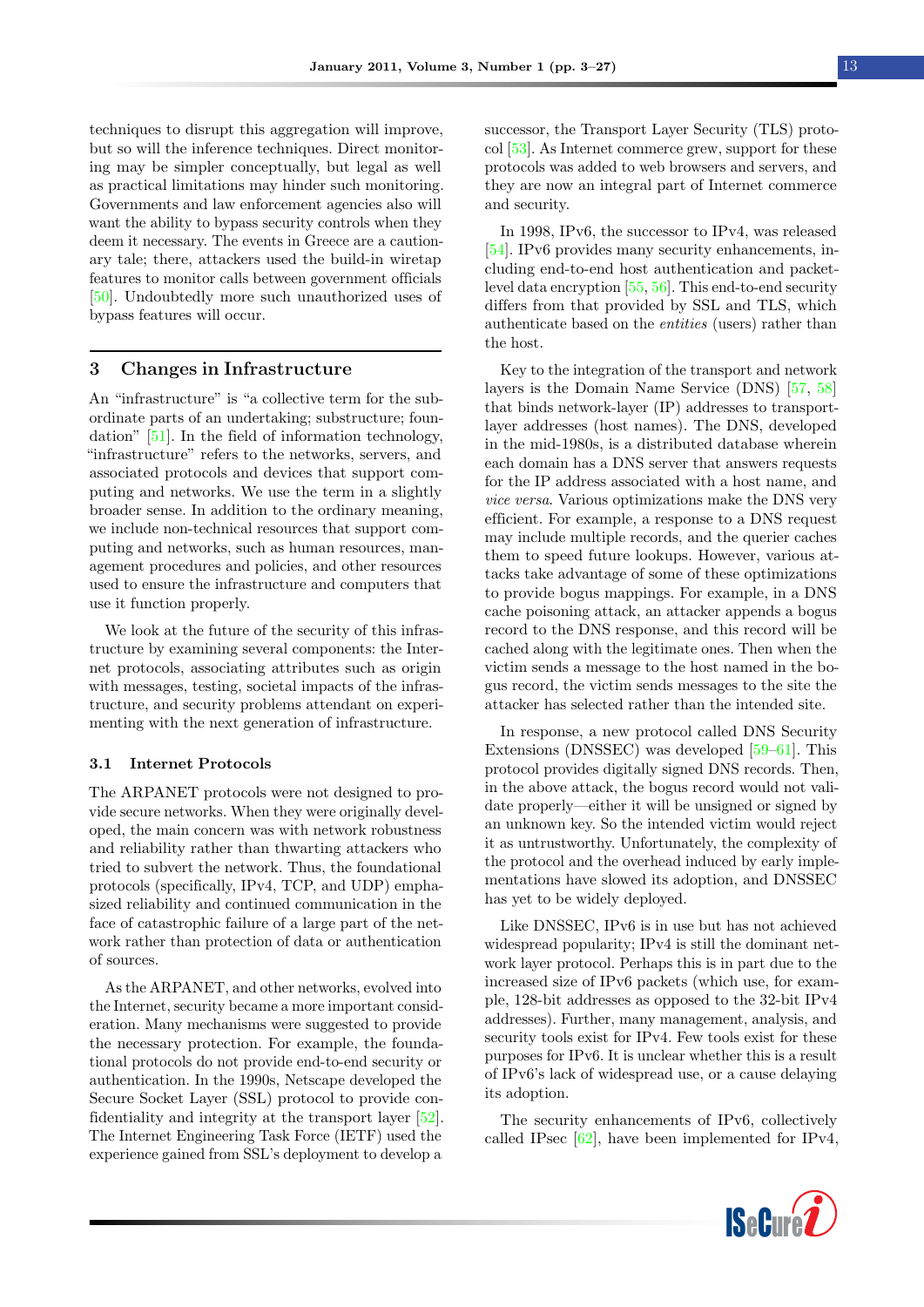techniques to disrupt this aggregation will improve, but so will the inference techniques. Direct monitoring may be simpler conceptually, but legal as well as practical limitations may hinder such monitoring. Governments and law enforcement agencies also will want the ability to bypass security controls when they deem it necessary. The events in Greece are a cautionary tale; there, attackers used the build-in wiretap features to monitor calls between government officials [50]. Undoubtedly more such unauthorized uses of bypass features will occur.

## 3 Changes in Infrastructure

An "infrastructure" is "a collective term for the subordinate parts of an undertaking; substructure; foundation" [51]. In the field of information technology, "infrastructure" refers to the networks, servers, and associated protocols and devices that support computing and networks. We use the term in a slightly broader sense. In addition to the ordinary meaning, we include non-technical resources that support computing and networks, such as human resources, management procedures and policies, and other resources used to ensure the infrastructure and computers that use it function properly.

We look at the future of the security of this infrastructure by examining several components: the Internet protocols, associating attributes such as origin with messages, testing, societal impacts of the infrastructure, and security problems attendant on experimenting with the next generation of infrastructure.

### 3.1 Internet Protocols

The ARPANET protocols were not designed to provide secure networks. When they were originally developed, the main concern was with network robustness and reliability rather than thwarting attackers who tried to subvert the network. Thus, the foundational protocols (specifically, IPv4, TCP, and UDP) emphasized reliability and continued communication in the face of catastrophic failure of a large part of the network rather than protection of data or authentication of sources.

As the ARPANET, and other networks, evolved into the Internet, security became a more important consideration. Many mechanisms were suggested to provide the necessary protection. For example, the foundational protocols do not provide end-to-end security or authentication. In the 1990s, Netscape developed the Secure Socket Layer (SSL) protocol to provide confidentiality and integrity at the transport layer [52]. The Internet Engineering Task Force (IETF) used the experience gained from SSL's deployment to develop a successor, the Transport Layer Security (TLS) protocol [53]. As Internet commerce grew, support for these protocols was added to web browsers and servers, and they are now an integral part of Internet commerce and security.

In 1998, IPv6, the successor to IPv4, was released [54]. IPv6 provides many security enhancements, including end-to-end host authentication and packet-level data encryption [55, 56]. This end-to-end security differs from that provided by SSL and TLS, which authenticate based on the *entities* (users) rather than the host.

Key to the integration of the transport and network layers is the Domain Name Service (DNS) [57, 58] that binds network-layer (IP) addresses to transport-layer addresses (host names). The DNS, developed in the mid-1980s, is a distributed database wherein each domain has a DNS server that answers requests for the IP address associated with a host name, and *vice versa*. Various optimizations make the DNS very efficient. For example, a response to a DNS request may include multiple records, and the querier caches them to speed future lookups. However, various attacks take advantage of some of these optimizations to provide bogus mappings. For example, in a DNS cache poisoning attack, an attacker appends a bogus record to the DNS response, and this record will be cached along with the legitimate ones. Then when the victim sends a message to the host named in the bogus record, the victim sends messages to the site the attacker has selected rather than the intended site.

In response, a new protocol called DNS Security Extensions (DNSSEC) was developed [59–61]. This protocol provides digitally signed DNS records. Then, in the above attack, the bogus record would not validate properly—either it will be unsigned or signed by an unknown key. So the intended victim would reject it as untrustworthy. Unfortunately, the complexity of the protocol and the overhead induced by early implementations have slowed its adoption, and DNSSEC has yet to be widely deployed.

Like DNSSEC, IPv6 is in use but has not achieved widespread popularity; IPv4 is still the dominant network layer protocol. Perhaps this is in part due to the increased size of IPv6 packets (which use, for example, 128-bit addresses as opposed to the 32-bit IPv4 addresses). Further, many management, analysis, and security tools exist for IPv4. Few tools exist for these purposes for IPv6. It is unclear whether this is a result of IPv6's lack of widespread use, or a cause delaying its adoption.

The security enhancements of IPv6, collectively called IPsec [62], have been implemented for IPv4,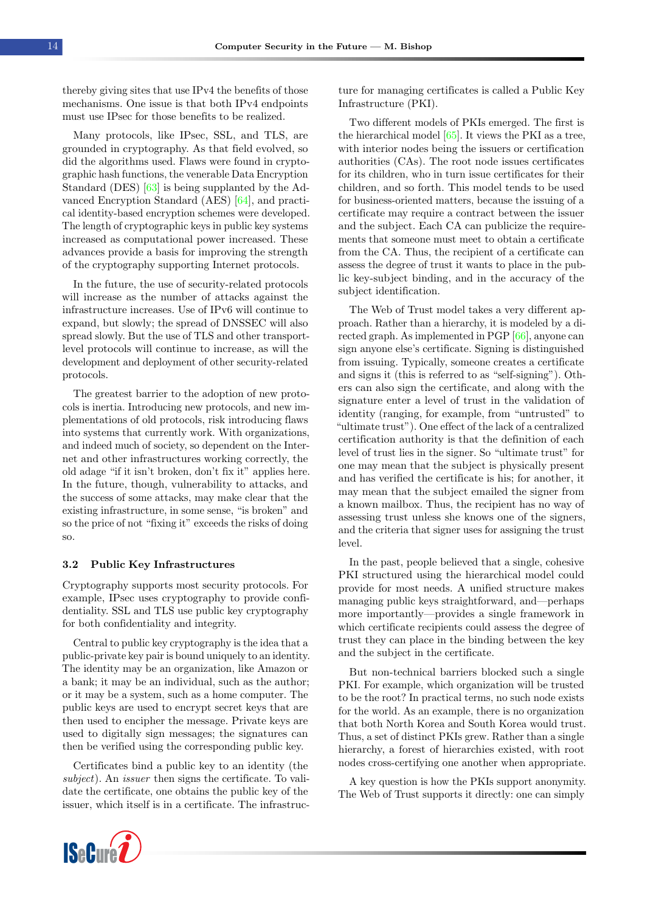thereby giving sites that use IPv4 the benefits of those mechanisms. One issue is that both IPv4 endpoints must use IPsec for those benefits to be realized.

Many protocols, like IPsec, SSL, and TLS, are grounded in cryptography. As that field evolved, so did the algorithms used. Flaws were found in cryptographic hash functions, the venerable Data Encryption Standard (DES) [63] is being supplanted by the Advanced Encryption Standard (AES) [64], and practical identity-based encryption schemes were developed. The length of cryptographic keys in public key systems increased as computational power increased. These advances provide a basis for improving the strength of the cryptography supporting Internet protocols.

In the future, the use of security-related protocols will increase as the number of attacks against the infrastructure increases. Use of IPv6 will continue to expand, but slowly; the spread of DNSSEC will also spread slowly. But the use of TLS and other transport-level protocols will continue to increase, as will the development and deployment of other security-related protocols.

The greatest barrier to the adoption of new protocols is inertia. Introducing new protocols, and new implementations of old protocols, risk introducing flaws into systems that currently work. With organizations, and indeed much of society, so dependent on the Internet and other infrastructures working correctly, the old adage "if it isn't broken, don't fix it" applies here. In the future, though, vulnerability to attacks, and the success of some attacks, may make clear that the existing infrastructure, in some sense, "is broken" and so the price of not "fixing it" exceeds the risks of doing so.

### 3.2 Public Key Infrastructures

Cryptography supports most security protocols. For example, IPsec uses cryptography to provide confidentiality. SSL and TLS use public key cryptography for both confidentiality and integrity.

Central to public key cryptography is the idea that a public-private key pair is bound uniquely to an identity. The identity may be an organization, like Amazon or a bank; it may be an individual, such as the author; or it may be a system, such as a home computer. The public keys are used to encrypt secret keys that are then used to encipher the message. Private keys are used to digitally sign messages; the signatures can then be verified using the corresponding public key.

Certificates bind a public key to an identity (the *subject*). An *issuer* then signs the certificate. To validate the certificate, one obtains the public key of the issuer, which itself is in a certificate. The infrastructure for managing certificates is called a Public Key Infrastructure (PKI).

Two different models of PKIs emerged. The first is the hierarchical model [65]. It views the PKI as a tree, with interior nodes being the issuers or certification authorities (CAs). The root node issues certificates for its children, who in turn issue certificates for their children, and so forth. This model tends to be used for business-oriented matters, because the issuing of a certificate may require a contract between the issuer and the subject. Each CA can publicize the requirements that someone must meet to obtain a certificate from the CA. Thus, the recipient of a certificate can assess the degree of trust it wants to place in the public key-subject binding, and in the accuracy of the subject identification.

The Web of Trust model takes a very different approach. Rather than a hierarchy, it is modeled by a directed graph. As implemented in PGP [66], anyone can sign anyone else's certificate. Signing is distinguished from issuing. Typically, someone creates a certificate and signs it (this is referred to as "self-signing"). Others can also sign the certificate, and along with the signature enter a level of trust in the validation of identity (ranging, for example, from "untrusted" to "ultimate trust"). One effect of the lack of a centralized certification authority is that the definition of each level of trust lies in the signer. So "ultimate trust" for one may mean that the subject is physically present and has verified the certificate is his; for another, it may mean that the subject emailed the signer from a known mailbox. Thus, the recipient has no way of assessing trust unless she knows one of the signers, and the criteria that signer uses for assigning the trust level.

In the past, people believed that a single, cohesive PKI structured using the hierarchical model could provide for most needs. A unified structure makes managing public keys straightforward, and—perhaps more importantly—provides a single framework in which certificate recipients could assess the degree of trust they can place in the binding between the key and the subject in the certificate.

But non-technical barriers blocked such a single PKI. For example, which organization will be trusted to be the root? In practical terms, no such node exists for the world. As an example, there is no organization that both North Korea and South Korea would trust. Thus, a set of distinct PKIs grew. Rather than a single hierarchy, a forest of hierarchies existed, with root nodes cross-certifying one another when appropriate.

A key question is how the PKIs support anonymity. The Web of Trust supports it directly: one can simply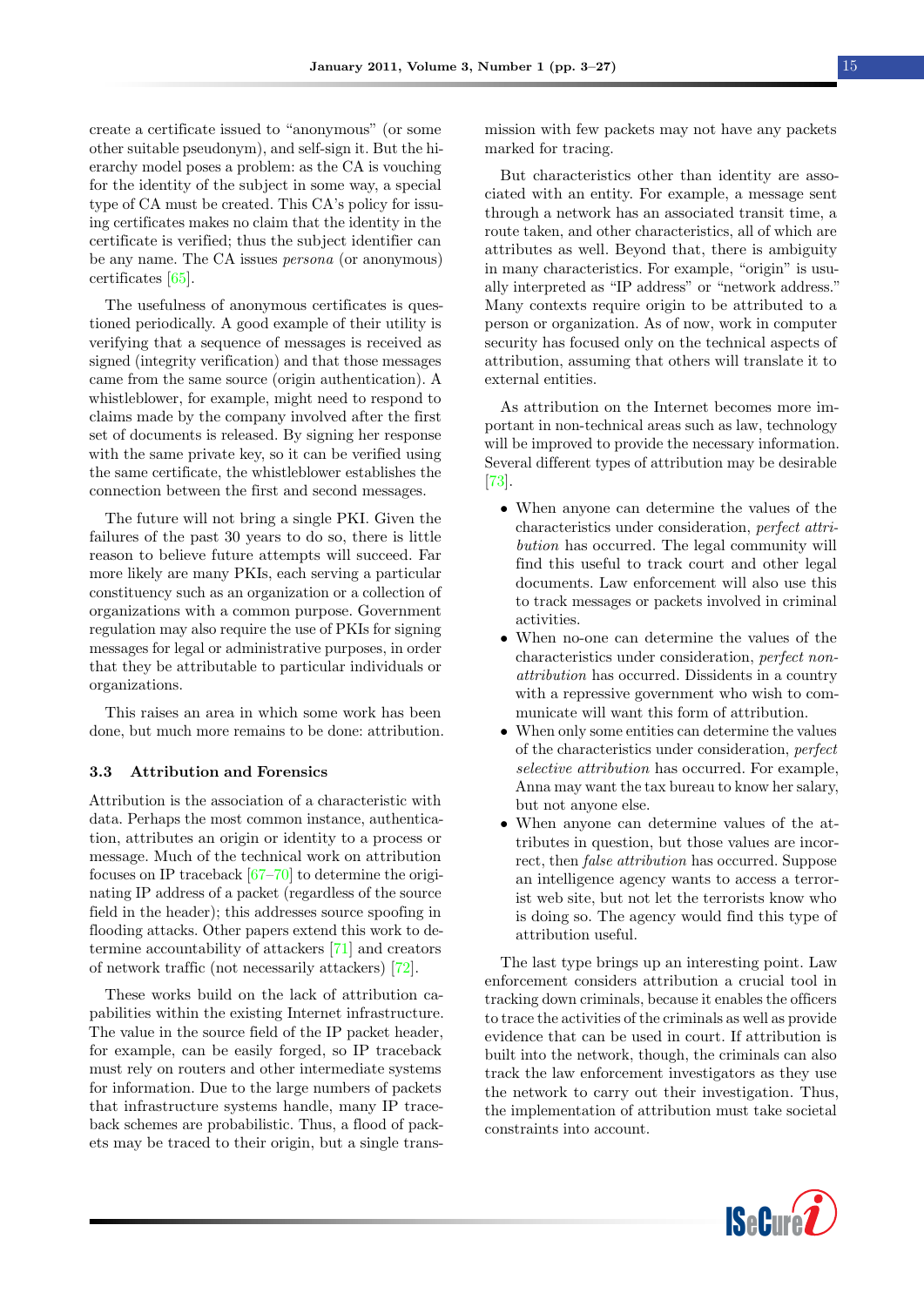create a certificate issued to "anonymous" (or some other suitable pseudonym), and self-sign it. But the hierarchy model poses a problem: as the CA is vouching for the identity of the subject in some way, a special type of CA must be created. This CA's policy for issuing certificates makes no claim that the identity in the certificate is verified; thus the subject identifier can be any name. The CA issues *persona* (or anonymous) certificates [65].

The usefulness of anonymous certificates is questioned periodically. A good example of their utility is verifying that a sequence of messages is received as signed (integrity verification) and that those messages came from the same source (origin authentication). A whistleblower, for example, might need to respond to claims made by the company involved after the first set of documents is released. By signing her response with the same private key, so it can be verified using the same certificate, the whistleblower establishes the connection between the first and second messages.

The future will not bring a single PKI. Given the failures of the past 30 years to do so, there is little reason to believe future attempts will succeed. Far more likely are many PKIs, each serving a particular constituency such as an organization or a collection of organizations with a common purpose. Government regulation may also require the use of PKIs for signing messages for legal or administrative purposes, in order that they be attributable to particular individuals or organizations.

This raises an area in which some work has been done, but much more remains to be done: attribution.

### 3.3 Attribution and Forensics

Attribution is the association of a characteristic with data. Perhaps the most common instance, authentication, attributes an origin or identity to a process or message. Much of the technical work on attribution focuses on IP traceback [67–70] to determine the originating IP address of a packet (regardless of the source field in the header); this addresses source spoofing in flooding attacks. Other papers extend this work to determine accountability of attackers [71] and creators of network traffic (not necessarily attackers) [72].

These works build on the lack of attribution capabilities within the existing Internet infrastructure. The value in the source field of the IP packet header, for example, can be easily forged, so IP traceback must rely on routers and other intermediate systems for information. Due to the large numbers of packets that infrastructure systems handle, many IP traceback schemes are probabilistic. Thus, a flood of packets may be traced to their origin, but a single transmission with few packets may not have any packets marked for tracing.

But characteristics other than identity are associated with an entity. For example, a message sent through a network has an associated transit time, a route taken, and other characteristics, all of which are attributes as well. Beyond that, there is ambiguity in many characteristics. For example, "origin" is usually interpreted as "IP address" or "network address." Many contexts require origin to be attributed to a person or organization. As of now, work in computer security has focused only on the technical aspects of attribution, assuming that others will translate it to external entities.

As attribution on the Internet becomes more important in non-technical areas such as law, technology will be improved to provide the necessary information. Several different types of attribution may be desirable [73].

- When anyone can determine the values of the characteristics under consideration, *perfect attribution* has occurred. The legal community will find this useful to track court and other legal documents. Law enforcement will also use this to track messages or packets involved in criminal activities.
- When no-one can determine the values of the characteristics under consideration, *perfect non-attribution* has occurred. Dissidents in a country with a repressive government who wish to communicate will want this form of attribution.
- When only some entities can determine the values of the characteristics under consideration, *perfect selective attribution* has occurred. For example, Anna may want the tax bureau to know her salary, but not anyone else.
- When anyone can determine values of the attributes in question, but those values are incorrect, then *false attribution* has occurred. Suppose an intelligence agency wants to access a terrorist web site, but not let the terrorists know who is doing so. The agency would find this type of attribution useful.

The last type brings up an interesting point. Law enforcement considers attribution a crucial tool in tracking down criminals, because it enables the officers to trace the activities of the criminals as well as provide evidence that can be used in court. If attribution is built into the network, though, the criminals can also track the law enforcement investigators as they use the network to carry out their investigation. Thus, the implementation of attribution must take societal constraints into account.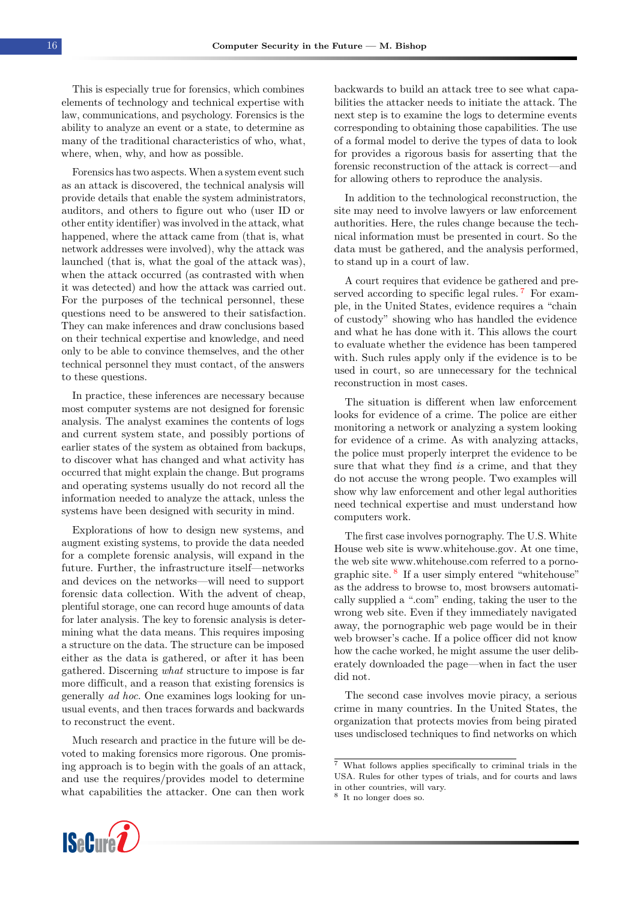This is especially true for forensics, which combines elements of technology and technical expertise with law, communications, and psychology. Forensics is the ability to analyze an event or a state, to determine as many of the traditional characteristics of who, what, where, when, why, and how as possible.

Forensics has two aspects. When a system event such as an attack is discovered, the technical analysis will provide details that enable the system administrators, auditors, and others to figure out who (user ID or other entity identifier) was involved in the attack, what happened, where the attack came from (that is, what network addresses were involved), why the attack was launched (that is, what the goal of the attack was), when the attack occurred (as contrasted with when it was detected) and how the attack was carried out. For the purposes of the technical personnel, these questions need to be answered to their satisfaction. They can make inferences and draw conclusions based on their technical expertise and knowledge, and need only to be able to convince themselves, and the other technical personnel they must contact, of the answers to these questions.

In practice, these inferences are necessary because most computer systems are not designed for forensic analysis. The analyst examines the contents of logs and current system state, and possibly portions of earlier states of the system as obtained from backups, to discover what has changed and what activity has occurred that might explain the change. But programs and operating systems usually do not record all the information needed to analyze the attack, unless the systems have been designed with security in mind.

Explorations of how to design new systems, and augment existing systems, to provide the data needed for a complete forensic analysis, will expand in the future. Further, the infrastructure itself—networks and devices on the networks—will need to support forensic data collection. With the advent of cheap, plentiful storage, one can record huge amounts of data for later analysis. The key to forensic analysis is determining what the data means. This requires imposing a structure on the data. The structure can be imposed either as the data is gathered, or after it has been gathered. Discerning *what* structure to impose is far more difficult, and a reason that existing forensics is generally *ad hoc*. One examines logs looking for unusual events, and then traces forwards and backwards to reconstruct the event.

Much research and practice in the future will be devoted to making forensics more rigorous. One promising approach is to begin with the goals of an attack, and use the requires/provides model to determine what capabilities the attacker. One can then work backwards to build an attack tree to see what capabilities the attacker needs to initiate the attack. The next step is to examine the logs to determine events corresponding to obtaining those capabilities. The use of a formal model to derive the types of data to look for provides a rigorous basis for asserting that the forensic reconstruction of the attack is correct—and for allowing others to reproduce the analysis.

In addition to the technological reconstruction, the site may need to involve lawyers or law enforcement authorities. Here, the rules change because the technical information must be presented in court. So the data must be gathered, and the analysis performed, to stand up in a court of law.

A court requires that evidence be gathered and preserved according to specific legal rules.[7] For example, in the United States, evidence requires a "chain of custody" showing who has handled the evidence and what he has done with it. This allows the court to evaluate whether the evidence has been tampered with. Such rules apply only if the evidence is to be used in court, so are unnecessary for the technical reconstruction in most cases.

The situation is different when law enforcement looks for evidence of a crime. The police are either monitoring a network or analyzing a system looking for evidence of a crime. As with analyzing attacks, the police must properly interpret the evidence to be sure that what they find *is* a crime, and that they do not accuse the wrong people. Two examples will show why law enforcement and other legal authorities need technical expertise and must understand how computers work.

The first case involves pornography. The U.S. White House web site is www.whitehouse.gov. At one time, the web site www.whitehouse.com referred to a pornographic site.[8] If a user simply entered "whitehouse" as the address to browse to, most browsers automatically supplied a ".com" ending, taking the user to the wrong web site. Even if they immediately navigated away, the pornographic web page would be in their web browser's cache. If a police officer did not know how the cache worked, he might assume the user deliberately downloaded the page—when in fact the user did not.

The second case involves movie piracy, a serious crime in many countries. In the United States, the organization that protects movies from being pirated uses undisclosed techniques to find networks on which

---

[7] What follows applies specifically to criminal trials in the USA. Rules for other types of trials, and for courts and laws in other countries, will vary.

[8] It no longer does so.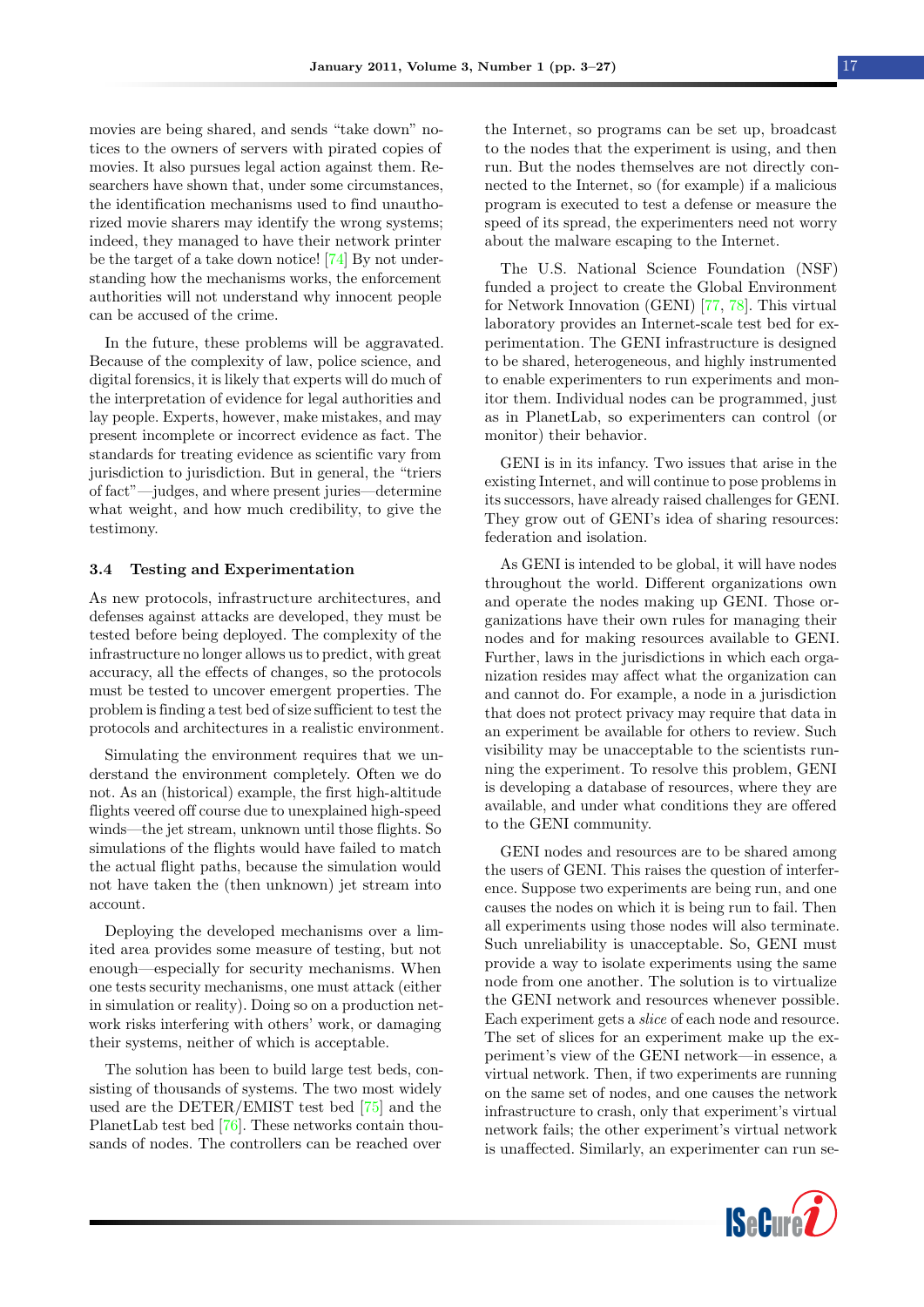movies are being shared, and sends "take down" notices to the owners of servers with pirated copies of movies. It also pursues legal action against them. Researchers have shown that, under some circumstances, the identification mechanisms used to find unauthorized movie sharers may identify the wrong systems; indeed, they managed to have their network printer be the target of a take down notice! [74] By not understanding how the mechanisms works, the enforcement authorities will not understand why innocent people can be accused of the crime.

In the future, these problems will be aggravated. Because of the complexity of law, police science, and digital forensics, it is likely that experts will do much of the interpretation of evidence for legal authorities and lay people. Experts, however, make mistakes, and may present incomplete or incorrect evidence as fact. The standards for treating evidence as scientific vary from jurisdiction to jurisdiction. But in general, the "triers of fact"—judges, and where present juries—determine what weight, and how much credibility, to give the testimony.

### 3.4 Testing and Experimentation

As new protocols, infrastructure architectures, and defenses against attacks are developed, they must be tested before being deployed. The complexity of the infrastructure no longer allows us to predict, with great accuracy, all the effects of changes, so the protocols must be tested to uncover emergent properties. The problem is finding a test bed of size sufficient to test the protocols and architectures in a realistic environment.

Simulating the environment requires that we understand the environment completely. Often we do not. As an (historical) example, the first high-altitude flights veered off course due to unexplained high-speed winds—the jet stream, unknown until those flights. So simulations of the flights would have failed to match the actual flight paths, because the simulation would not have taken the (then unknown) jet stream into account.

Deploying the developed mechanisms over a limited area provides some measure of testing, but not enough—especially for security mechanisms. When one tests security mechanisms, one must attack (either in simulation or reality). Doing so on a production network risks interfering with others' work, or damaging their systems, neither of which is acceptable.

The solution has been to build large test beds, consisting of thousands of systems. The two most widely used are the DETER/EMIST test bed [75] and the PlanetLab test bed [76]. These networks contain thousands of nodes. The controllers can be reached over the Internet, so programs can be set up, broadcast to the nodes that the experiment is using, and then run. But the nodes themselves are not directly connected to the Internet, so (for example) if a malicious program is executed to test a defense or measure the speed of its spread, the experimenters need not worry about the malware escaping to the Internet.

The U.S. National Science Foundation (NSF) funded a project to create the Global Environment for Network Innovation (GENI) [77, 78]. This virtual laboratory provides an Internet-scale test bed for experimentation. The GENI infrastructure is designed to be shared, heterogeneous, and highly instrumented to enable experimenters to run experiments and monitor them. Individual nodes can be programmed, just as in PlanetLab, so experimenters can control (or monitor) their behavior.

GENI is in its infancy. Two issues that arise in the existing Internet, and will continue to pose problems in its successors, have already raised challenges for GENI. They grow out of GENI's idea of sharing resources: federation and isolation.

As GENI is intended to be global, it will have nodes throughout the world. Different organizations own and operate the nodes making up GENI. Those organizations have their own rules for managing their nodes and for making resources available to GENI. Further, laws in the jurisdictions in which each organization resides may affect what the organization can and cannot do. For example, a node in a jurisdiction that does not protect privacy may require that data in an experiment be available for others to review. Such visibility may be unacceptable to the scientists running the experiment. To resolve this problem, GENI is developing a database of resources, where they are available, and under what conditions they are offered to the GENI community.

GENI nodes and resources are to be shared among the users of GENI. This raises the question of interference. Suppose two experiments are being run, and one causes the nodes on which it is being run to fail. Then all experiments using those nodes will also terminate. Such unreliability is unacceptable. So, GENI must provide a way to isolate experiments using the same node from one another. The solution is to virtualize the GENI network and resources whenever possible. Each experiment gets a *slice* of each node and resource. The set of slices for an experiment make up the experiment's view of the GENI network—in essence, a virtual network. Then, if two experiments are running on the same set of nodes, and one causes the network infrastructure to crash, only that experiment's virtual network fails; the other experiment's virtual network is unaffected. Similarly, an experimenter can run se-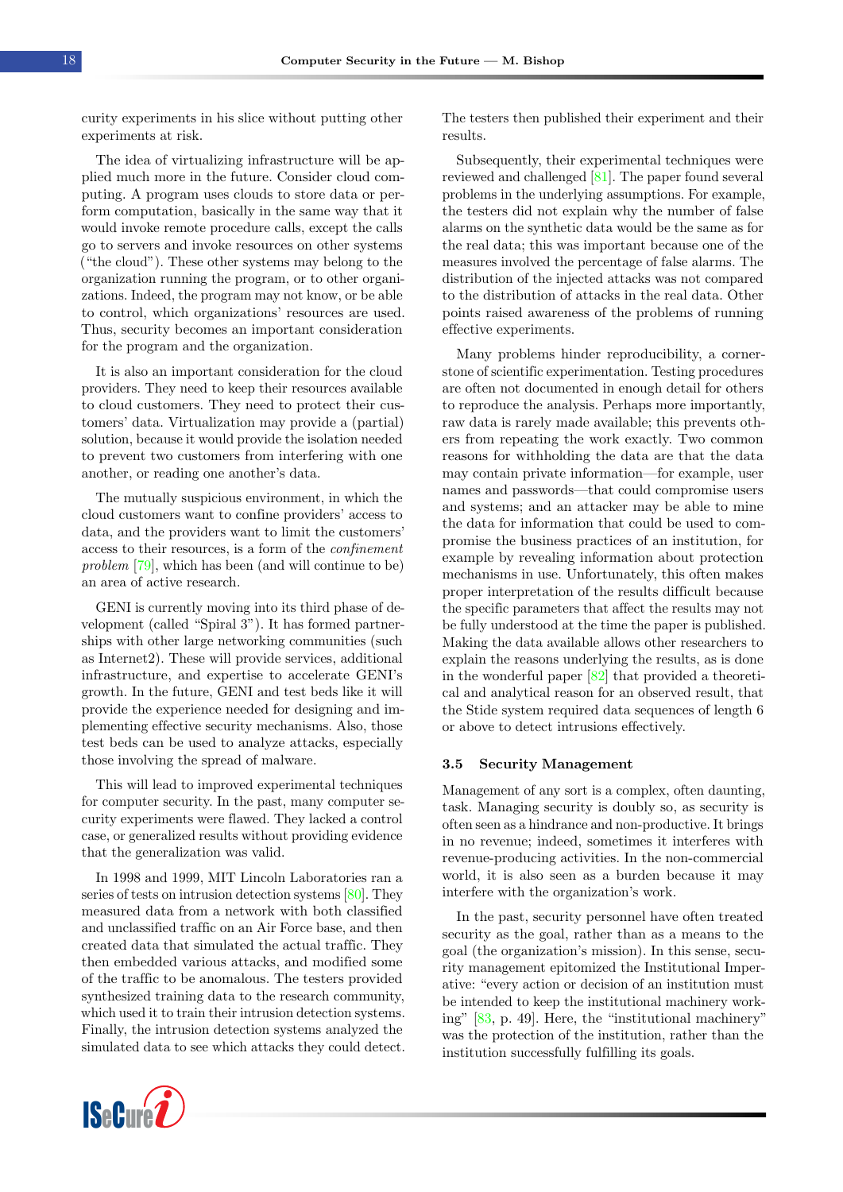curity experiments in his slice without putting other experiments at risk.

The idea of virtualizing infrastructure will be applied much more in the future. Consider cloud computing. A program uses clouds to store data or perform computation, basically in the same way that it would invoke remote procedure calls, except the calls go to servers and invoke resources on other systems ("the cloud"). These other systems may belong to the organization running the program, or to other organizations. Indeed, the program may not know, or be able to control, which organizations' resources are used. Thus, security becomes an important consideration for the program and the organization.

It is also an important consideration for the cloud providers. They need to keep their resources available to cloud customers. They need to protect their customers' data. Virtualization may provide a (partial) solution, because it would provide the isolation needed to prevent two customers from interfering with one another, or reading one another's data.

The mutually suspicious environment, in which the cloud customers want to confine providers' access to data, and the providers want to limit the customers' access to their resources, is a form of the *confinement problem* [79], which has been (and will continue to be) an area of active research.

GENI is currently moving into its third phase of development (called "Spiral 3"). It has formed partnerships with other large networking communities (such as Internet2). These will provide services, additional infrastructure, and expertise to accelerate GENI's growth. In the future, GENI and test beds like it will provide the experience needed for designing and implementing effective security mechanisms. Also, those test beds can be used to analyze attacks, especially those involving the spread of malware.

This will lead to improved experimental techniques for computer security. In the past, many computer security experiments were flawed. They lacked a control case, or generalized results without providing evidence that the generalization was valid.

In 1998 and 1999, MIT Lincoln Laboratories ran a series of tests on intrusion detection systems [80]. They measured data from a network with both classified and unclassified traffic on an Air Force base, and then created data that simulated the actual traffic. They then embedded various attacks, and modified some of the traffic to be anomalous. The testers provided synthesized training data to the research community, which used it to train their intrusion detection systems. Finally, the intrusion detection systems analyzed the simulated data to see which attacks they could detect. The testers then published their experiment and their results.

Subsequently, their experimental techniques were reviewed and challenged [81]. The paper found several problems in the underlying assumptions. For example, the testers did not explain why the number of false alarms on the synthetic data would be the same as for the real data; this was important because one of the measures involved the percentage of false alarms. The distribution of the injected attacks was not compared to the distribution of attacks in the real data. Other points raised awareness of the problems of running effective experiments.

Many problems hinder reproducibility, a cornerstone of scientific experimentation. Testing procedures are often not documented in enough detail for others to reproduce the analysis. Perhaps more importantly, raw data is rarely made available; this prevents others from repeating the work exactly. Two common reasons for withholding the data are that the data may contain private information—for example, user names and passwords—that could compromise users and systems; and an attacker may be able to mine the data for information that could be used to compromise the business practices of an institution, for example by revealing information about protection mechanisms in use. Unfortunately, this often makes proper interpretation of the results difficult because the specific parameters that affect the results may not be fully understood at the time the paper is published. Making the data available allows other researchers to explain the reasons underlying the results, as is done in the wonderful paper [82] that provided a theoretical and analytical reason for an observed result, that the Stide system required data sequences of length 6 or above to detect intrusions effectively.

### 3.5 Security Management

Management of any sort is a complex, often daunting, task. Managing security is doubly so, as security is often seen as a hindrance and non-productive. It brings in no revenue; indeed, sometimes it interferes with revenue-producing activities. In the non-commercial world, it is also seen as a burden because it may interfere with the organization's work.

In the past, security personnel have often treated security as the goal, rather than as a means to the goal (the organization's mission). In this sense, security management epitomized the Institutional Imperative: "every action or decision of an institution must be intended to keep the institutional machinery working" [83, p. 49]. Here, the "institutional machinery" was the protection of the institution, rather than the institution successfully fulfilling its goals.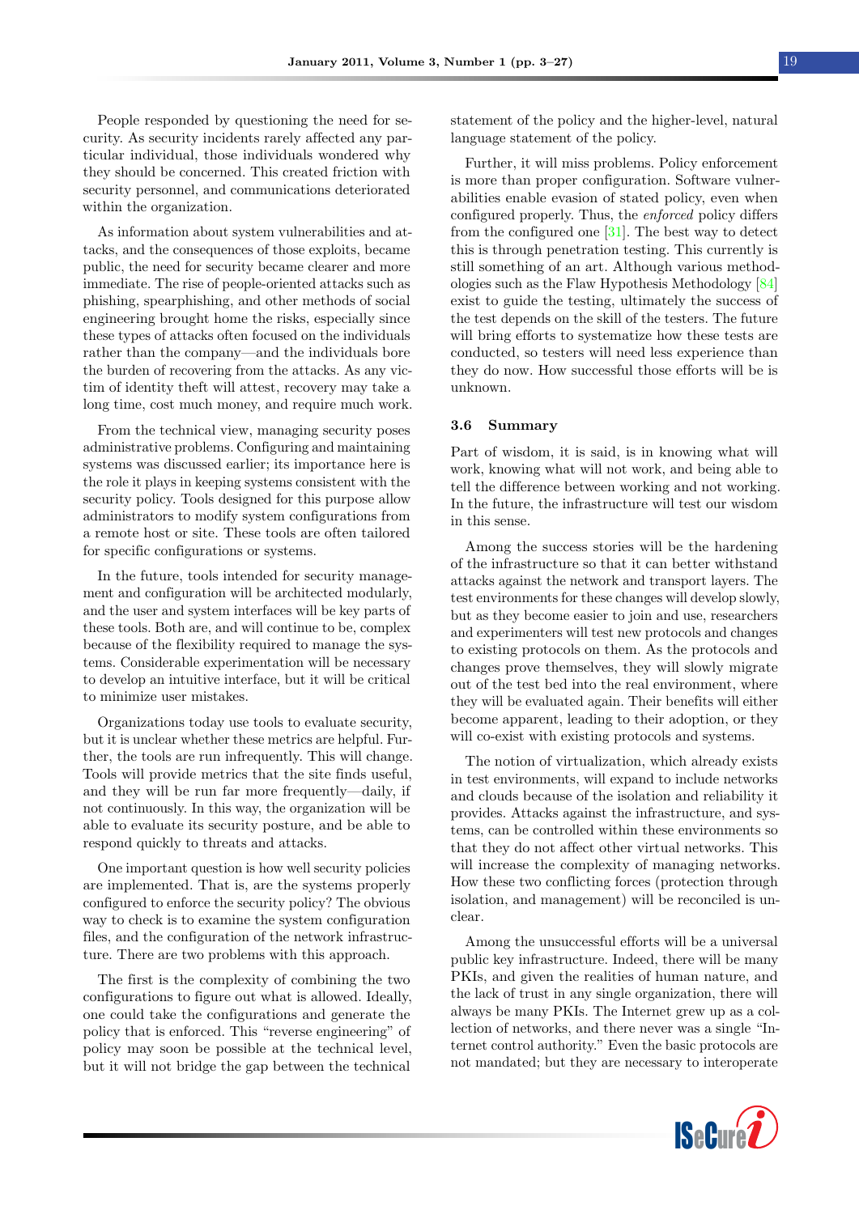People responded by questioning the need for security. As security incidents rarely affected any particular individual, those individuals wondered why they should be concerned. This created friction with security personnel, and communications deteriorated within the organization.

As information about system vulnerabilities and attacks, and the consequences of those exploits, became public, the need for security became clearer and more immediate. The rise of people-oriented attacks such as phishing, spearphishing, and other methods of social engineering brought home the risks, especially since these types of attacks often focused on the individuals rather than the company—and the individuals bore the burden of recovering from the attacks. As any victim of identity theft will attest, recovery may take a long time, cost much money, and require much work.

From the technical view, managing security poses administrative problems. Configuring and maintaining systems was discussed earlier; its importance here is the role it plays in keeping systems consistent with the security policy. Tools designed for this purpose allow administrators to modify system configurations from a remote host or site. These tools are often tailored for specific configurations or systems.

In the future, tools intended for security management and configuration will be architected modularly, and the user and system interfaces will be key parts of these tools. Both are, and will continue to be, complex because of the flexibility required to manage the systems. Considerable experimentation will be necessary to develop an intuitive interface, but it will be critical to minimize user mistakes.

Organizations today use tools to evaluate security, but it is unclear whether these metrics are helpful. Further, the tools are run infrequently. This will change. Tools will provide metrics that the site finds useful, and they will be run far more frequently—daily, if not continuously. In this way, the organization will be able to evaluate its security posture, and be able to respond quickly to threats and attacks.

One important question is how well security policies are implemented. That is, are the systems properly configured to enforce the security policy? The obvious way to check is to examine the system configuration files, and the configuration of the network infrastructure. There are two problems with this approach.

The first is the complexity of combining the two configurations to figure out what is allowed. Ideally, one could take the configurations and generate the policy that is enforced. This "reverse engineering" of policy may soon be possible at the technical level, but it will not bridge the gap between the technical statement of the policy and the higher-level, natural language statement of the policy.

Further, it will miss problems. Policy enforcement is more than proper configuration. Software vulnerabilities enable evasion of stated policy, even when configured properly. Thus, the *enforced* policy differs from the configured one [31]. The best way to detect this is through penetration testing. This currently is still something of an art. Although various methodologies such as the Flaw Hypothesis Methodology [84] exist to guide the testing, ultimately the success of the test depends on the skill of the testers. The future will bring efforts to systematize how these tests are conducted, so testers will need less experience than they do now. How successful those efforts will be is unknown.

### 3.6 Summary

Part of wisdom, it is said, is in knowing what will work, knowing what will not work, and being able to tell the difference between working and not working. In the future, the infrastructure will test our wisdom in this sense.

Among the success stories will be the hardening of the infrastructure so that it can better withstand attacks against the network and transport layers. The test environments for these changes will develop slowly, but as they become easier to join and use, researchers and experimenters will test new protocols and changes to existing protocols on them. As the protocols and changes prove themselves, they will slowly migrate out of the test bed into the real environment, where they will be evaluated again. Their benefits will either become apparent, leading to their adoption, or they will co-exist with existing protocols and systems.

The notion of virtualization, which already exists in test environments, will expand to include networks and clouds because of the isolation and reliability it provides. Attacks against the infrastructure, and systems, can be controlled within these environments so that they do not affect other virtual networks. This will increase the complexity of managing networks. How these two conflicting forces (protection through isolation, and management) will be reconciled is unclear.

Among the unsuccessful efforts will be a universal public key infrastructure. Indeed, there will be many PKIs, and given the realities of human nature, and the lack of trust in any single organization, there will always be many PKIs. The Internet grew up as a collection of networks, and there never was a single "Internet control authority." Even the basic protocols are not mandated; but they are necessary to interoperate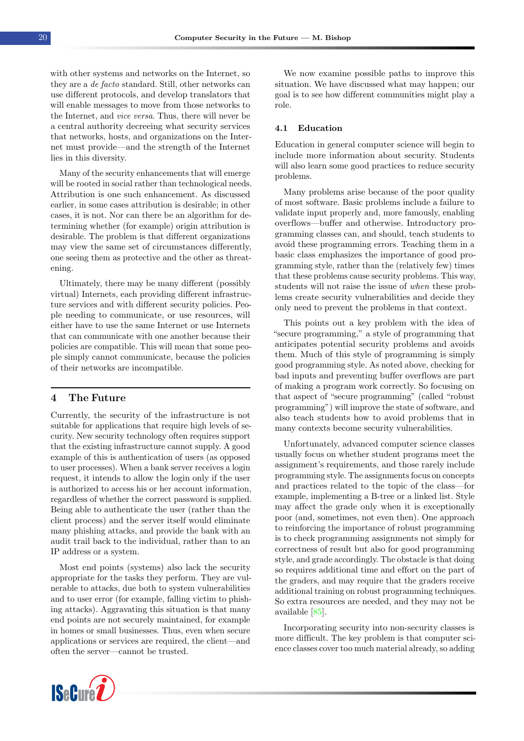with other systems and networks on the Internet, so they are a *de facto* standard. Still, other networks can use different protocols, and develop translators that will enable messages to move from those networks to the Internet, and *vice versa*. Thus, there will never be a central authority decreeing what security services that networks, hosts, and organizations on the Internet must provide—and the strength of the Internet lies in this diversity.

Many of the security enhancements that will emerge will be rooted in social rather than technological needs. Attribution is one such enhancement. As discussed earlier, in some cases attribution is desirable; in other cases, it is not. Nor can there be an algorithm for determining whether (for example) origin attribution is desirable. The problem is that different organizations may view the same set of circumstances differently, one seeing them as protective and the other as threatening.

Ultimately, there may be many different (possibly virtual) Internets, each providing different infrastructure services and with different security policies. People needing to communicate, or use resources, will either have to use the same Internet or use Internets that can communicate with one another because their policies are compatible. This will mean that some people simply cannot communicate, because the policies of their networks are incompatible.

## 4 The Future

Currently, the security of the infrastructure is not suitable for applications that require high levels of security. New security technology often requires support that the existing infrastructure cannot supply. A good example of this is authentication of users (as opposed to user processes). When a bank server receives a login request, it intends to allow the login only if the user is authorized to access his or her account information, regardless of whether the correct password is supplied. Being able to authenticate the user (rather than the client process) and the server itself would eliminate many phishing attacks, and provide the bank with an audit trail back to the individual, rather than to an IP address or a system.

Most end points (systems) also lack the security appropriate for the tasks they perform. They are vulnerable to attacks, due both to system vulnerabilities and to user error (for example, falling victim to phishing attacks). Aggravating this situation is that many end points are not securely maintained, for example in homes or small businesses. Thus, even when secure applications or services are required, the client—and often the server—cannot be trusted.

We now examine possible paths to improve this situation. We have discussed what may happen; our goal is to see how different communities might play a role.

### 4.1 Education

Education in general computer science will begin to include more information about security. Students will also learn some good practices to reduce security problems.

Many problems arise because of the poor quality of most software. Basic problems include a failure to validate input properly and, more famously, enabling overflows—buffer and otherwise. Introductory programming classes can, and should, teach students to avoid these programming errors. Teaching them in a basic class emphasizes the importance of good programming style, rather than the (relatively few) times that these problems cause security problems. This way, students will not raise the issue of *when* these problems create security vulnerabilities and decide they only need to prevent the problems in that context.

This points out a key problem with the idea of "secure programming," a style of programming that anticipates potential security problems and avoids them. Much of this style of programming is simply good programming style. As noted above, checking for bad inputs and preventing buffer overflows are part of making a program work correctly. So focusing on that aspect of "secure programming" (called "robust programming") will improve the state of software, and also teach students how to avoid problems that in many contexts become security vulnerabilities.

Unfortunately, advanced computer science classes usually focus on whether student programs meet the assignment's requirements, and those rarely include programming style. The assignments focus on concepts and practices related to the topic of the class—for example, implementing a B-tree or a linked list. Style may affect the grade only when it is exceptionally poor (and, sometimes, not even then). One approach to reinforcing the importance of robust programming is to check programming assignments not simply for correctness of result but also for good programming style, and grade accordingly. The obstacle is that doing so requires additional time and effort on the part of the graders, and may require that the graders receive additional training on robust programming techniques. So extra resources are needed, and they may not be available [85].

Incorporating security into non-security classes is more difficult. The key problem is that computer science classes cover too much material already, so adding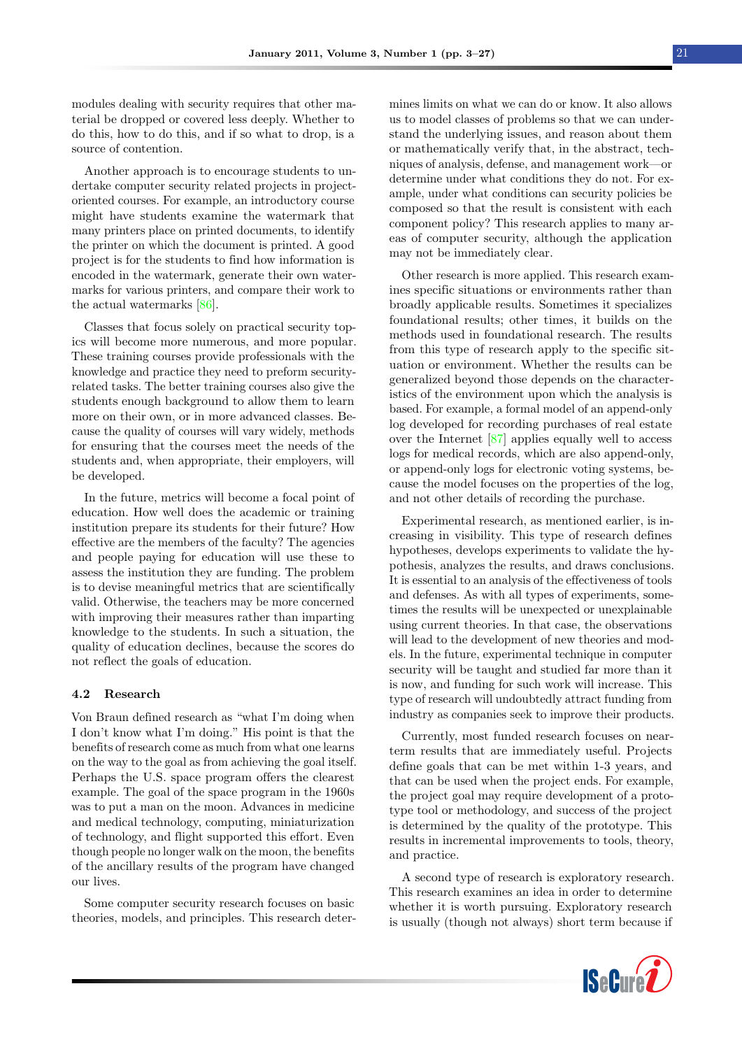modules dealing with security requires that other material be dropped or covered less deeply. Whether to do this, how to do this, and if so what to drop, is a source of contention.

Another approach is to encourage students to undertake computer security related projects in project-oriented courses. For example, an introductory course might have students examine the watermark that many printers place on printed documents, to identify the printer on which the document is printed. A good project is for the students to find how information is encoded in the watermark, generate their own watermarks for various printers, and compare their work to the actual watermarks [86].

Classes that focus solely on practical security topics will become more numerous, and more popular. These training courses provide professionals with the knowledge and practice they need to preform security-related tasks. The better training courses also give the students enough background to allow them to learn more on their own, or in more advanced classes. Because the quality of courses will vary widely, methods for ensuring that the courses meet the needs of the students and, when appropriate, their employers, will be developed.

In the future, metrics will become a focal point of education. How well does the academic or training institution prepare its students for their future? How effective are the members of the faculty? The agencies and people paying for education will use these to assess the institution they are funding. The problem is to devise meaningful metrics that are scientifically valid. Otherwise, the teachers may be more concerned with improving their measures rather than imparting knowledge to the students. In such a situation, the quality of education declines, because the scores do not reflect the goals of education.

### 4.2 Research

Von Braun defined research as "what I'm doing when I don't know what I'm doing." His point is that the benefits of research come as much from what one learns on the way to the goal as from achieving the goal itself. Perhaps the U.S. space program offers the clearest example. The goal of the space program in the 1960s was to put a man on the moon. Advances in medicine and medical technology, computing, miniaturization of technology, and flight supported this effort. Even though people no longer walk on the moon, the benefits of the ancillary results of the program have changed our lives.

Some computer security research focuses on basic theories, models, and principles. This research determines limits on what we can do or know. It also allows us to model classes of problems so that we can understand the underlying issues, and reason about them or mathematically verify that, in the abstract, techniques of analysis, defense, and management work—or determine under what conditions they do not. For example, under what conditions can security policies be composed so that the result is consistent with each component policy? This research applies to many areas of computer security, although the application may not be immediately clear.

Other research is more applied. This research examines specific situations or environments rather than broadly applicable results. Sometimes it specializes foundational results; other times, it builds on the methods used in foundational research. The results from this type of research apply to the specific situation or environment. Whether the results can be generalized beyond those depends on the characteristics of the environment upon which the analysis is based. For example, a formal model of an append-only log developed for recording purchases of real estate over the Internet [87] applies equally well to access logs for medical records, which are also append-only, or append-only logs for electronic voting systems, because the model focuses on the properties of the log, and not other details of recording the purchase.

Experimental research, as mentioned earlier, is increasing in visibility. This type of research defines hypotheses, develops experiments to validate the hypothesis, analyzes the results, and draws conclusions. It is essential to an analysis of the effectiveness of tools and defenses. As with all types of experiments, sometimes the results will be unexpected or unexplainable using current theories. In that case, the observations will lead to the development of new theories and models. In the future, experimental technique in computer security will be taught and studied far more than it is now, and funding for such work will increase. This type of research will undoubtedly attract funding from industry as companies seek to improve their products.

Currently, most funded research focuses on near-term results that are immediately useful. Projects define goals that can be met within 1-3 years, and that can be used when the project ends. For example, the project goal may require development of a prototype tool or methodology, and success of the project is determined by the quality of the prototype. This results in incremental improvements to tools, theory, and practice.

A second type of research is exploratory research. This research examines an idea in order to determine whether it is worth pursuing. Exploratory research is usually (though not always) short term because if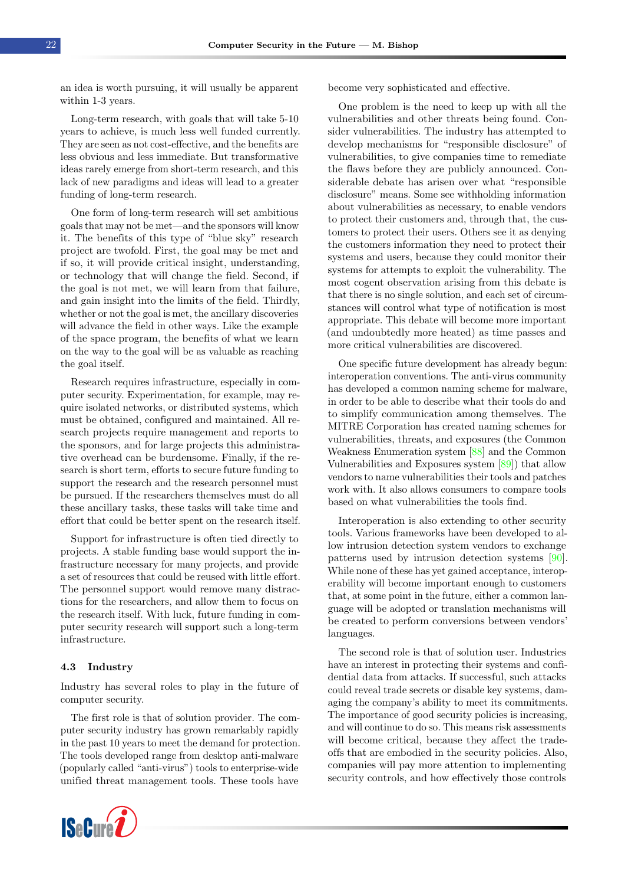an idea is worth pursuing, it will usually be apparent within 1-3 years.

Long-term research, with goals that will take 5-10 years to achieve, is much less well funded currently. They are seen as not cost-effective, and the benefits are less obvious and less immediate. But transformative ideas rarely emerge from short-term research, and this lack of new paradigms and ideas will lead to a greater funding of long-term research.

One form of long-term research will set ambitious goals that may not be met—and the sponsors will know it. The benefits of this type of "blue sky" research project are twofold. First, the goal may be met and if so, it will provide critical insight, understanding, or technology that will change the field. Second, if the goal is not met, we will learn from that failure, and gain insight into the limits of the field. Thirdly, whether or not the goal is met, the ancillary discoveries will advance the field in other ways. Like the example of the space program, the benefits of what we learn on the way to the goal will be as valuable as reaching the goal itself.

Research requires infrastructure, especially in computer security. Experimentation, for example, may require isolated networks, or distributed systems, which must be obtained, configured and maintained. All research projects require management and reports to the sponsors, and for large projects this administrative overhead can be burdensome. Finally, if the research is short term, efforts to secure future funding to support the research and the research personnel must be pursued. If the researchers themselves must do all these ancillary tasks, these tasks will take time and effort that could be better spent on the research itself.

Support for infrastructure is often tied directly to projects. A stable funding base would support the infrastructure necessary for many projects, and provide a set of resources that could be reused with little effort. The personnel support would remove many distractions for the researchers, and allow them to focus on the research itself. With luck, future funding in computer security research will support such a long-term infrastructure.

### 4.3 Industry

Industry has several roles to play in the future of computer security.

The first role is that of solution provider. The computer security industry has grown remarkably rapidly in the past 10 years to meet the demand for protection. The tools developed range from desktop anti-malware (popularly called "anti-virus") tools to enterprise-wide unified threat management tools. These tools have become very sophisticated and effective.

One problem is the need to keep up with all the vulnerabilities and other threats being found. Consider vulnerabilities. The industry has attempted to develop mechanisms for "responsible disclosure" of vulnerabilities, to give companies time to remediate the flaws before they are publicly announced. Considerable debate has arisen over what "responsible disclosure" means. Some see withholding information about vulnerabilities as necessary, to enable vendors to protect their customers and, through that, the customers to protect their users. Others see it as denying the customers information they need to protect their systems and users, because they could monitor their systems for attempts to exploit the vulnerability. The most cogent observation arising from this debate is that there is no single solution, and each set of circumstances will control what type of notification is most appropriate. This debate will become more important (and undoubtedly more heated) as time passes and more critical vulnerabilities are discovered.

One specific future development has already begun: interoperation conventions. The anti-virus community has developed a common naming scheme for malware, in order to be able to describe what their tools do and to simplify communication among themselves. The MITRE Corporation has created naming schemes for vulnerabilities, threats, and exposures (the Common Weakness Enumeration system [88] and the Common Vulnerabilities and Exposures system [89]) that allow vendors to name vulnerabilities their tools and patches work with. It also allows consumers to compare tools based on what vulnerabilities the tools find.

Interoperation is also extending to other security tools. Various frameworks have been developed to allow intrusion detection system vendors to exchange patterns used by intrusion detection systems [90]. While none of these has yet gained acceptance, interoperability will become important enough to customers that, at some point in the future, either a common language will be adopted or translation mechanisms will be created to perform conversions between vendors' languages.

The second role is that of solution user. Industries have an interest in protecting their systems and confidential data from attacks. If successful, such attacks could reveal trade secrets or disable key systems, damaging the company's ability to meet its commitments. The importance of good security policies is increasing, and will continue to do so. This means risk assessments will become critical, because they affect the tradeoffs that are embodied in the security policies. Also, companies will pay more attention to implementing security controls, and how effectively those controls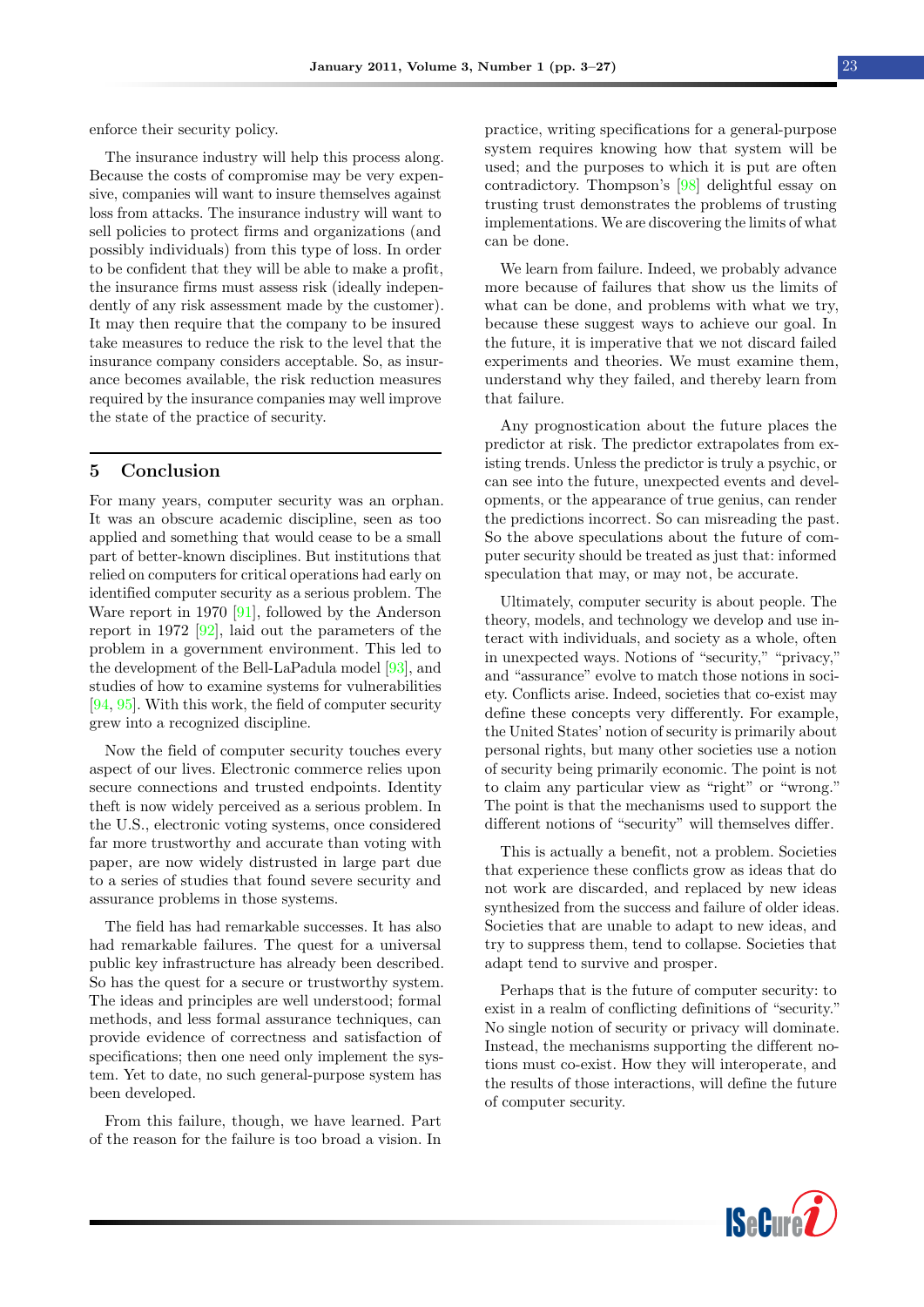enforce their security policy.

The insurance industry will help this process along. Because the costs of compromise may be very expensive, companies will want to insure themselves against loss from attacks. The insurance industry will want to sell policies to protect firms and organizations (and possibly individuals) from this type of loss. In order to be confident that they will be able to make a profit, the insurance firms must assess risk (ideally independently of any risk assessment made by the customer). It may then require that the company to be insured take measures to reduce the risk to the level that the insurance company considers acceptable. So, as insurance becomes available, the risk reduction measures required by the insurance companies may well improve the state of the practice of security.

## 5 Conclusion

For many years, computer security was an orphan. It was an obscure academic discipline, seen as too applied and something that would cease to be a small part of better-known disciplines. But institutions that relied on computers for critical operations had early on identified computer security as a serious problem. The Ware report in 1970 [91], followed by the Anderson report in 1972 [92], laid out the parameters of the problem in a government environment. This led to the development of the Bell-LaPadula model [93], and studies of how to examine systems for vulnerabilities [94, 95]. With this work, the field of computer security grew into a recognized discipline.

Now the field of computer security touches every aspect of our lives. Electronic commerce relies upon secure connections and trusted endpoints. Identity theft is now widely perceived as a serious problem. In the U.S., electronic voting systems, once considered far more trustworthy and accurate than voting with paper, are now widely distrusted in large part due to a series of studies that found severe security and assurance problems in those systems.

The field has had remarkable successes. It has also had remarkable failures. The quest for a universal public key infrastructure has already been described. So has the quest for a secure or trustworthy system. The ideas and principles are well understood; formal methods, and less formal assurance techniques, can provide evidence of correctness and satisfaction of specifications; then one need only implement the system. Yet to date, no such general-purpose system has been developed.

From this failure, though, we have learned. Part of the reason for the failure is too broad a vision. In practice, writing specifications for a general-purpose system requires knowing how that system will be used; and the purposes to which it is put are often contradictory. Thompson's [98] delightful essay on trusting trust demonstrates the problems of trusting implementations. We are discovering the limits of what can be done.

We learn from failure. Indeed, we probably advance more because of failures that show us the limits of what can be done, and problems with what we try, because these suggest ways to achieve our goal. In the future, it is imperative that we not discard failed experiments and theories. We must examine them, understand why they failed, and thereby learn from that failure.

Any prognostication about the future places the predictor at risk. The predictor extrapolates from existing trends. Unless the predictor is truly a psychic, or can see into the future, unexpected events and developments, or the appearance of true genius, can render the predictions incorrect. So can misreading the past. So the above speculations about the future of computer security should be treated as just that: informed speculation that may, or may not, be accurate.

Ultimately, computer security is about people. The theory, models, and technology we develop and use interact with individuals, and society as a whole, often in unexpected ways. Notions of "security," "privacy," and "assurance" evolve to match those notions in society. Conflicts arise. Indeed, societies that co-exist may define these concepts very differently. For example, the United States' notion of security is primarily about personal rights, but many other societies use a notion of security being primarily economic. The point is not to claim any particular view as "right" or "wrong." The point is that the mechanisms used to support the different notions of "security" will themselves differ.

This is actually a benefit, not a problem. Societies that experience these conflicts grow as ideas that do not work are discarded, and replaced by new ideas synthesized from the success and failure of older ideas. Societies that are unable to adapt to new ideas, and try to suppress them, tend to collapse. Societies that adapt tend to survive and prosper.

Perhaps that is the future of computer security: to exist in a realm of conflicting definitions of "security." No single notion of security or privacy will dominate. Instead, the mechanisms supporting the different notions must co-exist. How they will interoperate, and the results of those interactions, will define the future of computer security.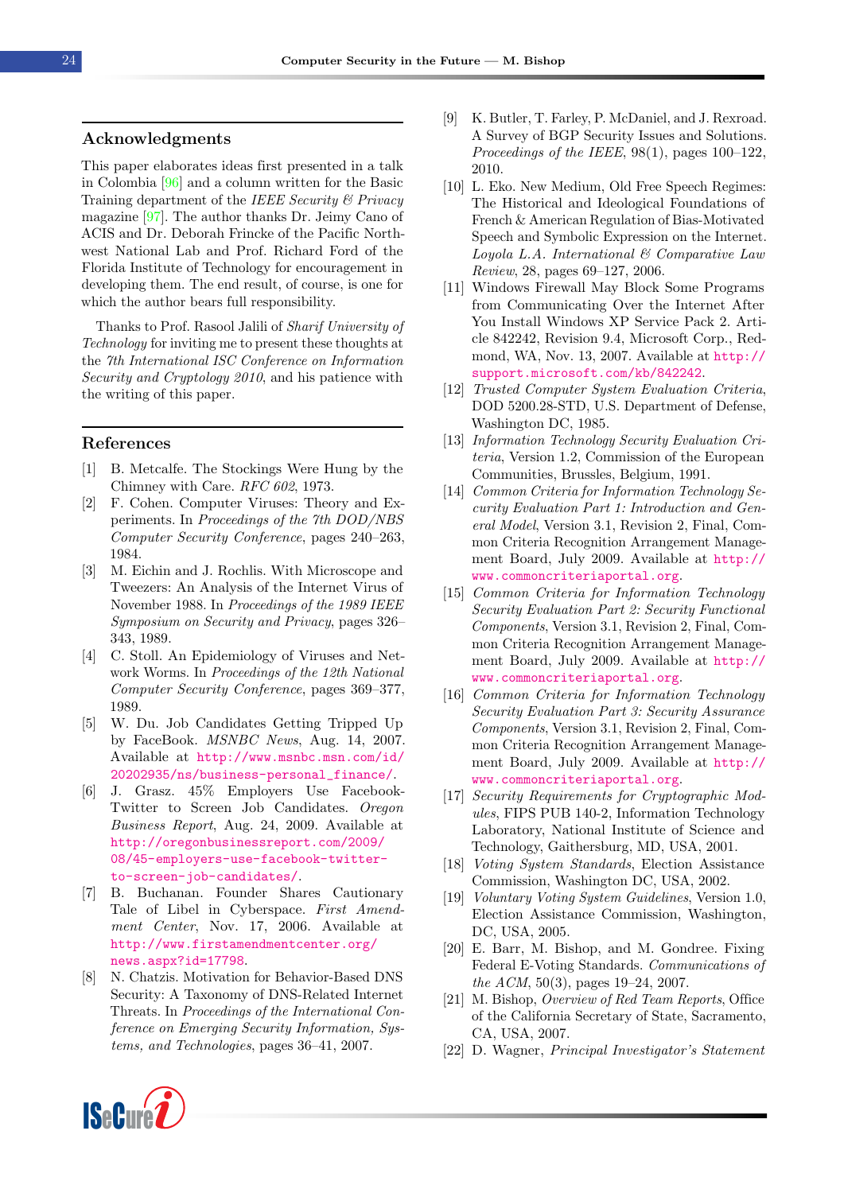## Acknowledgments

This paper elaborates ideas first presented in a talk in Colombia [96] and a column written for the Basic Training department of the *IEEE Security & Privacy* magazine [97]. The author thanks Dr. Jeimy Cano of ACIS and Dr. Deborah Frincke of the Pacific Northwest National Lab and Prof. Richard Ford of the Florida Institute of Technology for encouragement in developing them. The end result, of course, is one for which the author bears full responsibility.

Thanks to Prof. Rasool Jalili of *Sharif University of Technology* for inviting me to present these thoughts at the *7th International ISC Conference on Information Security and Cryptology 2010*, and his patience with the writing of this paper.

## References

[1] B. Metcalfe. The Stockings Were Hung by the Chimney with Care. *RFC 602*, 1973.

[2] F. Cohen. Computer Viruses: Theory and Experiments. In *Proceedings of the 7th DOD/NBS Computer Security Conference*, pages 240–263, 1984.

[3] M. Eichin and J. Rochlis. With Microscope and Tweezers: An Analysis of the Internet Virus of November 1988. In *Proceedings of the 1989 IEEE Symposium on Security and Privacy*, pages 326–343, 1989.

[4] C. Stoll. An Epidemiology of Viruses and Network Worms. In *Proceedings of the 12th National Computer Security Conference*, pages 369–377, 1989.

[5] W. Du. Job Candidates Getting Tripped Up by FaceBook. *MSNBC News*, Aug. 14, 2007. Available at http://www.msnbc.msn.com/id/20202935/ns/business-personal_finance/.

[6] J. Grasz. 45% Employers Use Facebook-Twitter to Screen Job Candidates. *Oregon Business Report*, Aug. 24, 2009. Available at http://oregonbusinessreport.com/2009/08/45-employers-use-facebook-twitter-to-screen-job-candidates/.

[7] B. Buchanan. Founder Shares Cautionary Tale of Libel in Cyberspace. *First Amendment Center*, Nov. 17, 2006. Available at http://www.firstamendmentcenter.org/news.aspx?id=17798.

[8] N. Chatzis. Motivation for Behavior-Based DNS Security: A Taxonomy of DNS-Related Internet Threats. In *Proceedings of the International Conference on Emerging Security Information, Systems, and Technologies*, pages 36–41, 2007.

[9] K. Butler, T. Farley, P. McDaniel, and J. Rexroad. A Survey of BGP Security Issues and Solutions. *Proceedings of the IEEE*, 98(1), pages 100–122, 2010.

[10] L. Eko. New Medium, Old Free Speech Regimes: The Historical and Ideological Foundations of French & American Regulation of Bias-Motivated Speech and Symbolic Expression on the Internet. *Loyola L.A. International & Comparative Law Review*, 28, pages 69–127, 2006.

[11] Windows Firewall May Block Some Programs from Communicating Over the Internet After You Install Windows XP Service Pack 2. Article 842242, Revision 9.4, Microsoft Corp., Redmond, WA, Nov. 13, 2007. Available at http://support.microsoft.com/kb/842242.

[12] *Trusted Computer System Evaluation Criteria*, DOD 5200.28-STD, U.S. Department of Defense, Washington DC, 1985.

[13] *Information Technology Security Evaluation Criteria*, Version 1.2, Commission of the European Communities, Brussels, Belgium, 1991.

[14] *Common Criteria for Information Technology Security Evaluation Part 1: Introduction and General Model*, Version 3.1, Revision 2, Final, Common Criteria Recognition Arrangement Management Board, July 2009. Available at http://www.commoncriteriaportal.org.

[15] *Common Criteria for Information Technology Security Evaluation Part 2: Security Functional Components*, Version 3.1, Revision 2, Final, Common Criteria Recognition Arrangement Management Board, July 2009. Available at http://www.commoncriteriaportal.org.

[16] *Common Criteria for Information Technology Security Evaluation Part 3: Security Assurance Components*, Version 3.1, Revision 2, Final, Common Criteria Recognition Arrangement Management Board, July 2009. Available at http://www.commoncriteriaportal.org.

[17] *Security Requirements for Cryptographic Modules*, FIPS PUB 140-2, Information Technology Laboratory, National Institute of Science and Technology, Gaithersburg, MD, USA, 2001.

[18] *Voting System Standards*, Election Assistance Commission, Washington DC, USA, 2002.

[19] *Voluntary Voting System Guidelines*, Version 1.0, Election Assistance Commission, Washington, DC, USA, 2005.

[20] E. Barr, M. Bishop, and M. Gondree. Fixing Federal E-Voting Standards. *Communications of the ACM*, 50(3), pages 19–24, 2007.

[21] M. Bishop, *Overview of Red Team Reports*, Office of the California Secretary of State, Sacramento, CA, USA, 2007.

[22] D. Wagner, *Principal Investigator's Statement*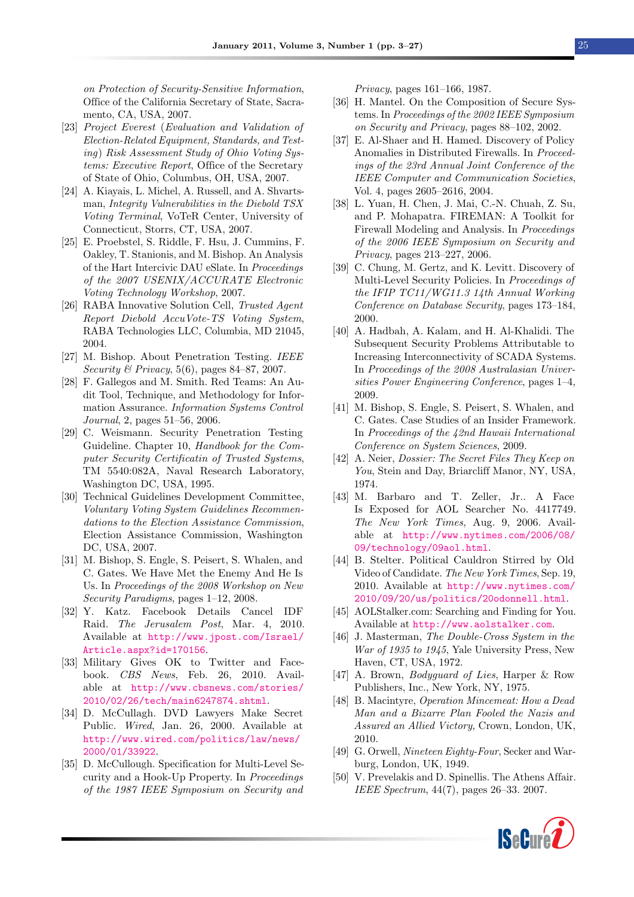*on Protection of Security-Sensitive Information*, Office of the California Secretary of State, Sacramento, CA, USA, 2007.

[23] *Project Everest (Evaluation and Validation of Election-Related Equipment, Standards, and Testing) Risk Assessment Study of Ohio Voting Systems: Executive Report*, Office of the Secretary of State of Ohio, Columbus, OH, USA, 2007.

[24] A. Kiayais, L. Michel, A. Russell, and A. Shvartsman, *Integrity Vulnerabilities in the Diebold TSX Voting Terminal*, VoTeR Center, University of Connecticut, Storrs, CT, USA, 2007.

[25] E. Proebstel, S. Riddle, F. Hsu, J. Cummins, F. Oakley, T. Stanionis, and M. Bishop. An Analysis of the Hart Intercivic DAU eSlate. In *Proceedings of the 2007 USENIX/ACCURATE Electronic Voting Technology Workshop*, 2007.

[26] RABA Innovative Solution Cell, *Trusted Agent Report Diebold AccuVote-TS Voting System*, RABA Technologies LLC, Columbia, MD 21045, 2004.

[27] M. Bishop. About Penetration Testing. *IEEE Security & Privacy*, 5(6), pages 84–87, 2007.

[28] F. Gallegos and M. Smith. Red Teams: An Audit Tool, Technique, and Methodology for Information Assurance. *Information Systems Control Journal*, 2, pages 51–56, 2006.

[29] C. Weismann. Security Penetration Testing Guideline. Chapter 10, *Handbook for the Computer Security Certificatin of Trusted Systems*, TM 5540:082A, Naval Research Laboratory, Washington DC, USA, 1995.

[30] Technical Guidelines Development Committee, *Voluntary Voting System Guidelines Recommendations to the Election Assistance Commission*, Election Assistance Commission, Washington DC, USA, 2007.

[31] M. Bishop, S. Engle, S. Peisert, S. Whalen, and C. Gates. We Have Met the Enemy And He Is Us. In *Proceedings of the 2008 Workshop on New Security Paradigms*, pages 1–12, 2008.

[32] Y. Katz. Facebook Details Cancel IDF Raid. *The Jerusalem Post*, Mar. 4, 2010. Available at http://www.jpost.com/Israel/Article.aspx?id=170156.

[33] Military Gives OK to Twitter and Facebook. *CBS News*, Feb. 26, 2010. Available at http://www.cbsnews.com/stories/2010/02/26/tech/main6247874.shtml.

[34] D. McCullagh. DVD Lawyers Make Secret Public. *Wired*, Jan. 26, 2000. Available at http://www.wired.com/politics/law/news/2000/01/33922.

[35] D. McCullough. Specification for Multi-Level Security and a Hook-Up Property. In *Proceedings of the 1987 IEEE Symposium on Security and Privacy*, pages 161–166, 1987.

[36] H. Mantel. On the Composition of Secure Systems. In *Proceedings of the 2002 IEEE Symposium on Security and Privacy*, pages 88–102, 2002.

[37] E. Al-Shaer and H. Hamed. Discovery of Policy Anomalies in Distributed Firewalls. In *Proceedings of the 23rd Annual Joint Conference of the IEEE Computer and Communication Societies*, Vol. 4, pages 2605–2616, 2004.

[38] L. Yuan, H. Chen, J. Mai, C.-N. Chuah, Z. Su, and P. Mohapatra. FIREMAN: A Toolkit for Firewall Modeling and Analysis. In *Proceedings of the 2006 IEEE Symposium on Security and Privacy*, pages 213–227, 2006.

[39] C. Chung, M. Gertz, and K. Levitt. Discovery of Multi-Level Security Policies. In *Proceedings of the IFIP TC11/WG11.3 14th Annual Working Conference on Database Security*, pages 173–184, 2000.

[40] A. Hadbah, A. Kalam, and H. Al-Khalidi. The Subsequent Security Problems Attributable to Increasing Interconnectivity of SCADA Systems. In *Proceedings of the 2008 Australasian Universities Power Engineering Conference*, pages 1–4, 2009.

[41] M. Bishop, S. Engle, S. Peisert, S. Whalen, and C. Gates. Case Studies of an Insider Framework. In *Proceedings of the 42nd Hawaii International Conference on System Sciences*, 2009.

[42] A. Neier, *Dossier: The Secret Files They Keep on You*, Stein and Day, Briarcliff Manor, NY, USA, 1974.

[43] M. Barbaro and T. Zeller, Jr.. A Face Is Exposed for AOL Searcher No. 4417749. *The New York Times*, Aug. 9, 2006. Available at http://www.nytimes.com/2006/08/09/technology/09aol.html.

[44] B. Stelter. Political Cauldron Stirred by Old Video of Candidate. *The New York Times*, Sep. 19, 2010. Available at http://www.nytimes.com/2010/09/20/us/politics/20odonnell.html.

[45] AOLStalker.com: Searching and Finding for You. Available at http://www.aolstalker.com.

[46] J. Masterman, *The Double-Cross System in the War of 1935 to 1945*, Yale University Press, New Haven, CT, USA, 1972.

[47] A. Brown, *Bodyguard of Lies*, Harper & Row Publishers, Inc., New York, NY, USA, 1975.

[48] B. Macintyre, *Operation Mincemeat: How a Dead Man and a Bizarre Plan Fooled the Nazis and Assured an Allied Victory*, Crown, London, UK, 2010.

[49] G. Orwell, *Nineteen Eighty-Four*, Secker and Warburg, London, UK, 1949.

[50] V. Prevelakis and D. Spinellis. The Athens Affair. *IEEE Spectrum*, 44(7), pages 26–33. 2007.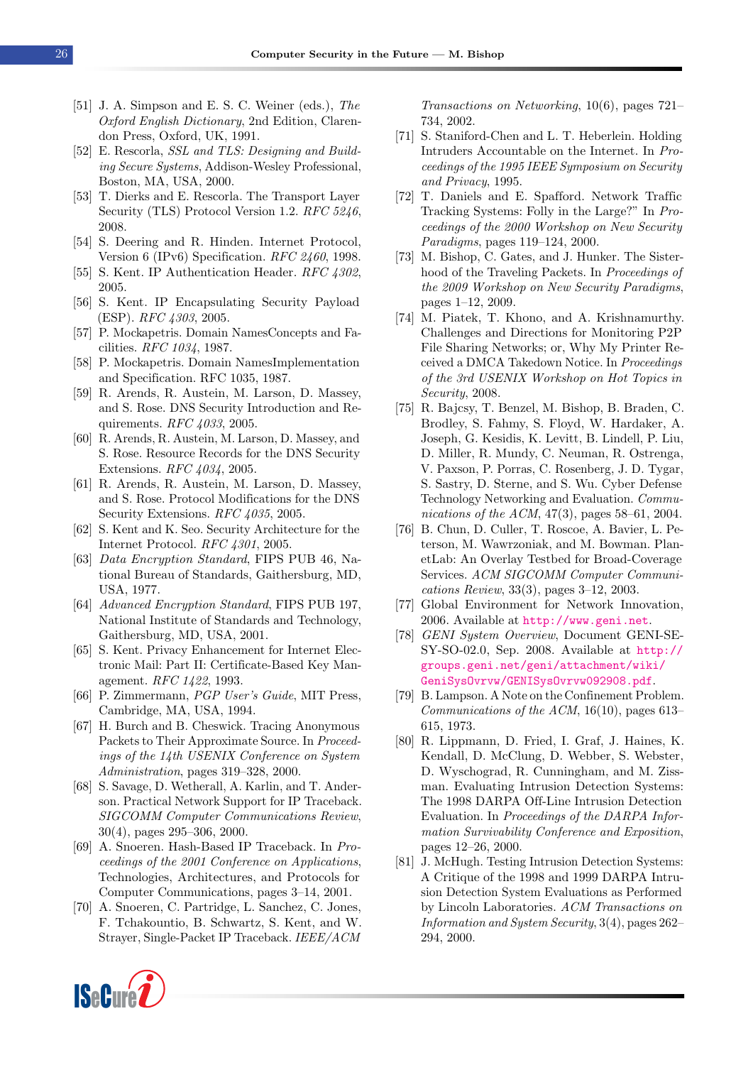[51] J. A. Simpson and E. S. C. Weiner (eds.), *The Oxford English Dictionary*, 2nd Edition, Clarendon Press, Oxford, UK, 1991.

[52] E. Rescorla, *SSL and TLS: Designing and Building Secure Systems*, Addison-Wesley Professional, Boston, MA, USA, 2000.

[53] T. Dierks and E. Rescorla. The Transport Layer Security (TLS) Protocol Version 1.2. *RFC 5246*, 2008.

[54] S. Deering and R. Hinden. Internet Protocol, Version 6 (IPv6) Specification. *RFC 2460*, 1998.

[55] S. Kent. IP Authentication Header. *RFC 4302*, 2005.

[56] S. Kent. IP Encapsulating Security Payload (ESP). *RFC 4303*, 2005.

[57] P. Mockapetris. Domain NamesConcepts and Facilities. *RFC 1034*, 1987.

[58] P. Mockapetris. Domain NamesImplementation and Specification. RFC 1035, 1987.

[59] R. Arends, R. Austein, M. Larson, D. Massey, and S. Rose. DNS Security Introduction and Requirements. *RFC 4033*, 2005.

[60] R. Arends, R. Austein, M. Larson, D. Massey, and S. Rose. Resource Records for the DNS Security Extensions. *RFC 4034*, 2005.

[61] R. Arends, R. Austein, M. Larson, D. Massey, and S. Rose. Protocol Modifications for the DNS Security Extensions. *RFC 4035*, 2005.

[62] S. Kent and K. Seo. Security Architecture for the Internet Protocol. *RFC 4301*, 2005.

[63] *Data Encryption Standard*, FIPS PUB 46, National Bureau of Standards, Gaithersburg, MD, USA, 1977.

[64] *Advanced Encryption Standard*, FIPS PUB 197, National Institute of Standards and Technology, Gaithersburg, MD, USA, 2001.

[65] S. Kent. Privacy Enhancement for Internet Electronic Mail: Part II: Certificate-Based Key Management. *RFC 1422*, 1993.

[66] P. Zimmermann, *PGP User's Guide*, MIT Press, Cambridge, MA, USA, 1994.

[67] H. Burch and B. Cheswick. Tracing Anonymous Packets to Their Approximate Source. In *Proceedings of the 14th USENIX Conference on System Administration*, pages 319–328, 2000.

[68] S. Savage, D. Wetherall, A. Karlin, and T. Anderson. Practical Network Support for IP Traceback. *SIGCOMM Computer Communications Review*, 30(4), pages 295–306, 2000.

[69] A. Snoeren. Hash-Based IP Traceback. In *Proceedings of the 2001 Conference on Applications, Technologies, Architectures, and Protocols for Computer Communications*, pages 3–14, 2001.

[70] A. Snoeren, C. Partridge, L. Sanchez, C. Jones, F. Tchakountio, B. Schwartz, S. Kent, and W. Strayer, Single-Packet IP Traceback. *IEEE/ACM Transactions on Networking*, 10(6), pages 721–734, 2002.

[71] S. Staniford-Chen and L. T. Heberlein. Holding Intruders Accountable on the Internet. In *Proceedings of the 1995 IEEE Symposium on Security and Privacy*, 1995.

[72] T. Daniels and E. Spafford. Network Traffic Tracking Systems: Folly in the Large?" In *Proceedings of the 2000 Workshop on New Security Paradigms*, pages 119–124, 2000.

[73] M. Bishop, C. Gates, and J. Hunker. The Sisterhood of the Traveling Packets. In *Proceedings of the 2009 Workshop on New Security Paradigms*, pages 1–12, 2009.

[74] M. Piatek, T. Khono, and A. Krishnamurthy. Challenges and Directions for Monitoring P2P File Sharing Networks; or, Why My Printer Received a DMCA Takedown Notice. In *Proceedings of the 3rd USENIX Workshop on Hot Topics in Security*, 2008.

[75] R. Bajcsy, T. Benzel, M. Bishop, B. Braden, C. Brodley, S. Fahmy, S. Floyd, W. Hardaker, A. Joseph, G. Kesidis, K. Levitt, B. Lindell, P. Liu, D. Miller, R. Mundy, C. Neuman, R. Ostrenga, V. Paxson, P. Porras, C. Rosenberg, J. D. Tygar, S. Sastry, D. Sterne, and S. Wu. Cyber Defense Technology Networking and Evaluation. *Communications of the ACM*, 47(3), pages 58–61, 2004.

[76] B. Chun, D. Culler, T. Roscoe, A. Bavier, L. Peterson, M. Wawrzoniak, and M. Bowman. PlanetLab: An Overlay Testbed for Broad-Coverage Services. *ACM SIGCOMM Computer Communications Review*, 33(3), pages 3–12, 2003.

[77] Global Environment for Network Innovation, 2006. Available at http://www.geni.net.

[78] *GENI System Overview*, Document GENI-SE-SY-SO-02.0, Sep. 2008. Available at http://groups.geni.net/geni/attachment/wiki/GeniSysOvrvw/GENISysOvrvw092908.pdf.

[79] B. Lampson. A Note on the Confinement Problem. *Communications of the ACM*, 16(10), pages 613–615, 1973.

[80] R. Lippmann, D. Fried, I. Graf, J. Haines, K. Kendall, D. McClung, D. Webber, S. Webster, D. Wyschograd, R. Cunningham, and M. Zissman. Evaluating Intrusion Detection Systems: The 1998 DARPA Off-Line Intrusion Detection Evaluation. In *Proceedings of the DARPA Information Survivability Conference and Exposition*, pages 12–26, 2000.

[81] J. McHugh. Testing Intrusion Detection Systems: A Critique of the 1998 and 1999 DARPA Intrusion Detection System Evaluations as Performed by Lincoln Laboratories. *ACM Transactions on Information and System Security*, 3(4), pages 262–294, 2000.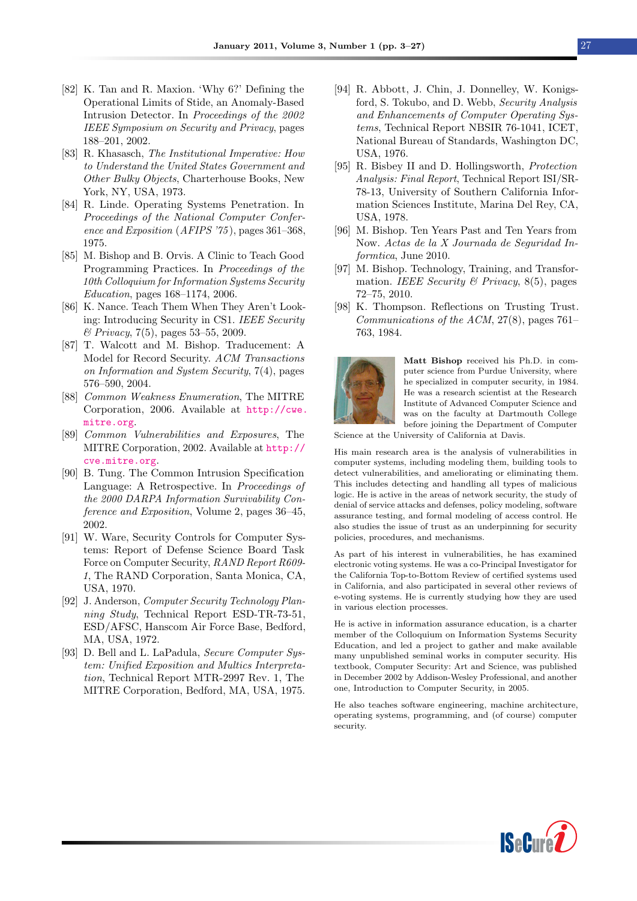[82] K. Tan and R. Maxion. 'Why 6?' Defining the Operational Limits of Stide, an Anomaly-Based Intrusion Detector. In *Proceedings of the 2002 IEEE Symposium on Security and Privacy*, pages 188–201, 2002.

[83] R. Khasasch, *The Institutional Imperative: How to Understand the United States Government and Other Bulky Objects*, Charterhouse Books, New York, NY, USA, 1973.

[84] R. Linde. Operating Systems Penetration. In *Proceedings of the National Computer Conference and Exposition* (*AFIPS '75*), pages 361–368, 1975.

[85] M. Bishop and B. Orvis. A Clinic to Teach Good Programming Practices. In *Proceedings of the 10th Colloquium for Information Systems Security Education*, pages 168–1174, 2006.

[86] K. Nance. Teach Them When They Aren't Looking: Introducing Security in CS1. *IEEE Security & Privacy*, 7(5), pages 53–55, 2009.

[87] T. Walcott and M. Bishop. Traducement: A Model for Record Security. *ACM Transactions on Information and System Security*, 7(4), pages 576–590, 2004.

[88] *Common Weakness Enumeration*, The MITRE Corporation, 2006. Available at http://cwe.mitre.org.

[89] *Common Vulnerabilities and Exposures*, The MITRE Corporation, 2002. Available at http://cve.mitre.org.

[90] B. Tung. The Common Intrusion Specification Language: A Retrospective. In *Proceedings of the 2000 DARPA Information Survivability Conference and Exposition*, Volume 2, pages 36–45, 2002.

[91] W. Ware, Security Controls for Computer Systems: Report of Defense Science Board Task Force on Computer Security, *RAND Report R609-1*, The RAND Corporation, Santa Monica, CA, USA, 1970.

[92] J. Anderson, *Computer Security Technology Planning Study*, Technical Report ESD-TR-73-51, ESD/AFSC, Hanscom Air Force Base, Bedford, MA, USA, 1972.

[93] D. Bell and L. LaPadula, *Secure Computer System: Unified Exposition and Multics Interpretation*, Technical Report MTR-2997 Rev. 1, The MITRE Corporation, Bedford, MA, USA, 1975.

[94] R. Abbott, J. Chin, J. Donnelley, W. Konigsford, S. Tokubo, and D. Webb, *Security Analysis and Enhancements of Computer Operating Systems*, Technical Report NBSIR 76-1041, ICET, National Bureau of Standards, Washington DC, USA, 1976.

[95] R. Bisbey II and D. Hollingsworth, *Protection Analysis: Final Report*, Technical Report ISI/SR-78-13, University of Southern California Information Sciences Institute, Marina Del Rey, CA, USA, 1978.

[96] M. Bishop. Ten Years Past and Ten Years from Now. *Actas de la X Journada de Seguridad Informtica*, June 2010.

[97] M. Bishop. Technology, Training, and Transformation. *IEEE Security & Privacy*, 8(5), pages 72–75, 2010.

[98] K. Thompson. Reflections on Trusting Trust. *Communications of the ACM*, 27(8), pages 761–763, 1984.

**Matt Bishop** received his Ph.D. in computer science from Purdue University, where he specialized in computer security, in 1984. He was a research scientist at the Research Institute of Advanced Computer Science and was on the faculty at Dartmouth College before joining the Department of Computer Science at the University of California at Davis.

His main research area is the analysis of vulnerabilities in computer systems, including modeling them, building tools to detect vulnerabilities, and ameliorating or eliminating them. This includes detecting and handling all types of malicious logic. He is active in the areas of network security, the study of denial of service attacks and defenses, policy modeling, software assurance testing, and formal modeling of access control. He also studies the issue of trust as an underpinning for security policies, procedures, and mechanisms.

As part of his interest in vulnerabilities, he has examined electronic voting systems. He was a co-Principal Investigator for the California Top-to-Bottom Review of certified systems used in California, and also participated in several other reviews of e-voting systems. He is currently studying how they are used in various election processes.

He is active in information assurance education, is a charter member of the Colloquium on Information Systems Security Education, and led a project to gather and make available many unpublished seminal works in computer security. His textbook, Computer Security: Art and Science, was published in December 2002 by Addison-Wesley Professional, and another one, Introduction to Computer Security, in 2005.

He also teaches software engineering, machine architecture, operating systems, programming, and (of course) computer security.